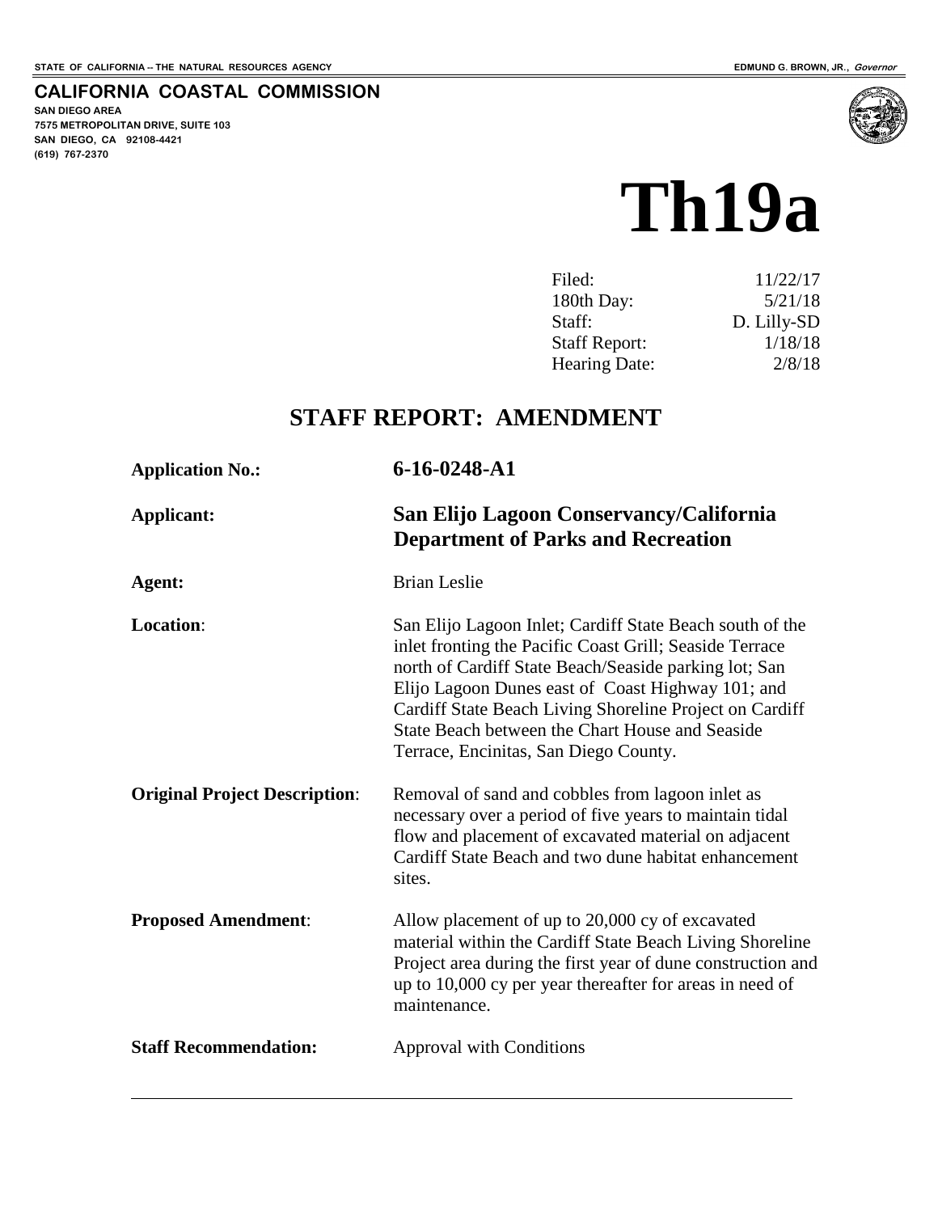STATE OF CALIFORNIA -- THE NATURAL RESOURCES AGENCY

EDMUND G. BROWN, JR., *Governor*

**CALIFORNIA COASTAL COMMISSION**

**SAN DIEGO AREA**
**7575 METROPOLITAN DRIVE, SUITE 103**
**SAN DIEGO, CA 92108-4421**
**(619) 767-2370**

# Th19a

| | |
|---|---|
| Filed: | 11/22/17 |
| 180th Day: | 5/21/18 |
| Staff: | D. Lilly-SD |
| Staff Report: | 1/18/18 |
| Hearing Date: | 2/8/18 |

## STAFF REPORT: AMENDMENT

**Application No.:** **6-16-0248-A1**

**Applicant:** **San Elijo Lagoon Conservancy/California Department of Parks and Recreation**

**Agent:** Brian Leslie

**Location**: San Elijo Lagoon Inlet; Cardiff State Beach south of the inlet fronting the Pacific Coast Grill; Seaside Terrace north of Cardiff State Beach/Seaside parking lot; San Elijo Lagoon Dunes east of Coast Highway 101; and Cardiff State Beach Living Shoreline Project on Cardiff State Beach between the Chart House and Seaside Terrace, Encinitas, San Diego County.

**Original Project Description**: Removal of sand and cobbles from lagoon inlet as necessary over a period of five years to maintain tidal flow and placement of excavated material on adjacent Cardiff State Beach and two dune habitat enhancement sites.

**Proposed Amendment**: Allow placement of up to 20,000 cy of excavated material within the Cardiff State Beach Living Shoreline Project area during the first year of dune construction and up to 10,000 cy per year thereafter for areas in need of maintenance.

**Staff Recommendation:** Approval with Conditions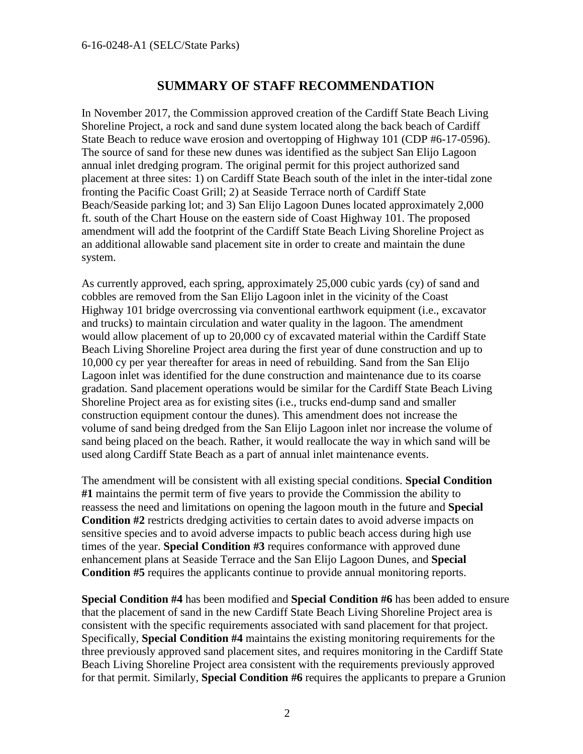## SUMMARY OF STAFF RECOMMENDATION

In November 2017, the Commission approved creation of the Cardiff State Beach Living Shoreline Project, a rock and sand dune system located along the back beach of Cardiff State Beach to reduce wave erosion and overtopping of Highway 101 (CDP #6-17-0596). The source of sand for these new dunes was identified as the subject San Elijo Lagoon annual inlet dredging program. The original permit for this project authorized sand placement at three sites: 1) on Cardiff State Beach south of the inlet in the inter-tidal zone fronting the Pacific Coast Grill; 2) at Seaside Terrace north of Cardiff State Beach/Seaside parking lot; and 3) San Elijo Lagoon Dunes located approximately 2,000 ft. south of the Chart House on the eastern side of Coast Highway 101. The proposed amendment will add the footprint of the Cardiff State Beach Living Shoreline Project as an additional allowable sand placement site in order to create and maintain the dune system.

As currently approved, each spring, approximately 25,000 cubic yards (cy) of sand and cobbles are removed from the San Elijo Lagoon inlet in the vicinity of the Coast Highway 101 bridge overcrossing via conventional earthwork equipment (i.e., excavator and trucks) to maintain circulation and water quality in the lagoon. The amendment would allow placement of up to 20,000 cy of excavated material within the Cardiff State Beach Living Shoreline Project area during the first year of dune construction and up to 10,000 cy per year thereafter for areas in need of rebuilding. Sand from the San Elijo Lagoon inlet was identified for the dune construction and maintenance due to its coarse gradation. Sand placement operations would be similar for the Cardiff State Beach Living Shoreline Project area as for existing sites (i.e., trucks end-dump sand and smaller construction equipment contour the dunes). This amendment does not increase the volume of sand being dredged from the San Elijo Lagoon inlet nor increase the volume of sand being placed on the beach. Rather, it would reallocate the way in which sand will be used along Cardiff State Beach as a part of annual inlet maintenance events.

The amendment will be consistent with all existing special conditions. **Special Condition #1** maintains the permit term of five years to provide the Commission the ability to reassess the need and limitations on opening the lagoon mouth in the future and **Special Condition #2** restricts dredging activities to certain dates to avoid adverse impacts on sensitive species and to avoid adverse impacts to public beach access during high use times of the year. **Special Condition #3** requires conformance with approved dune enhancement plans at Seaside Terrace and the San Elijo Lagoon Dunes, and **Special Condition #5** requires the applicants continue to provide annual monitoring reports.

**Special Condition #4** has been modified and **Special Condition #6** has been added to ensure that the placement of sand in the new Cardiff State Beach Living Shoreline Project area is consistent with the specific requirements associated with sand placement for that project. Specifically, **Special Condition #4** maintains the existing monitoring requirements for the three previously approved sand placement sites, and requires monitoring in the Cardiff State Beach Living Shoreline Project area consistent with the requirements previously approved for that permit. Similarly, **Special Condition #6** requires the applicants to prepare a Grunion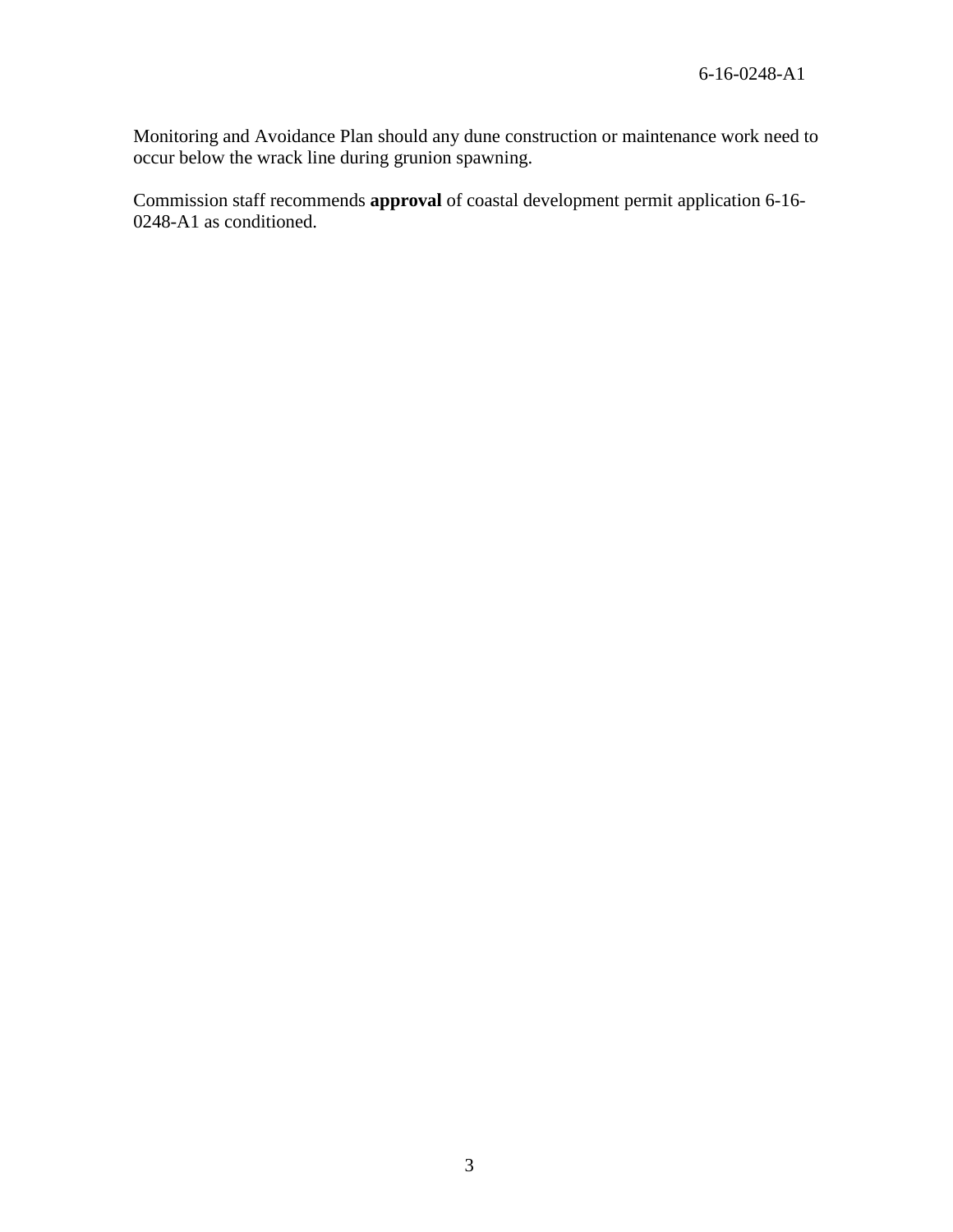Monitoring and Avoidance Plan should any dune construction or maintenance work need to occur below the wrack line during grunion spawning.

Commission staff recommends **approval** of coastal development permit application 6-16-0248-A1 as conditioned.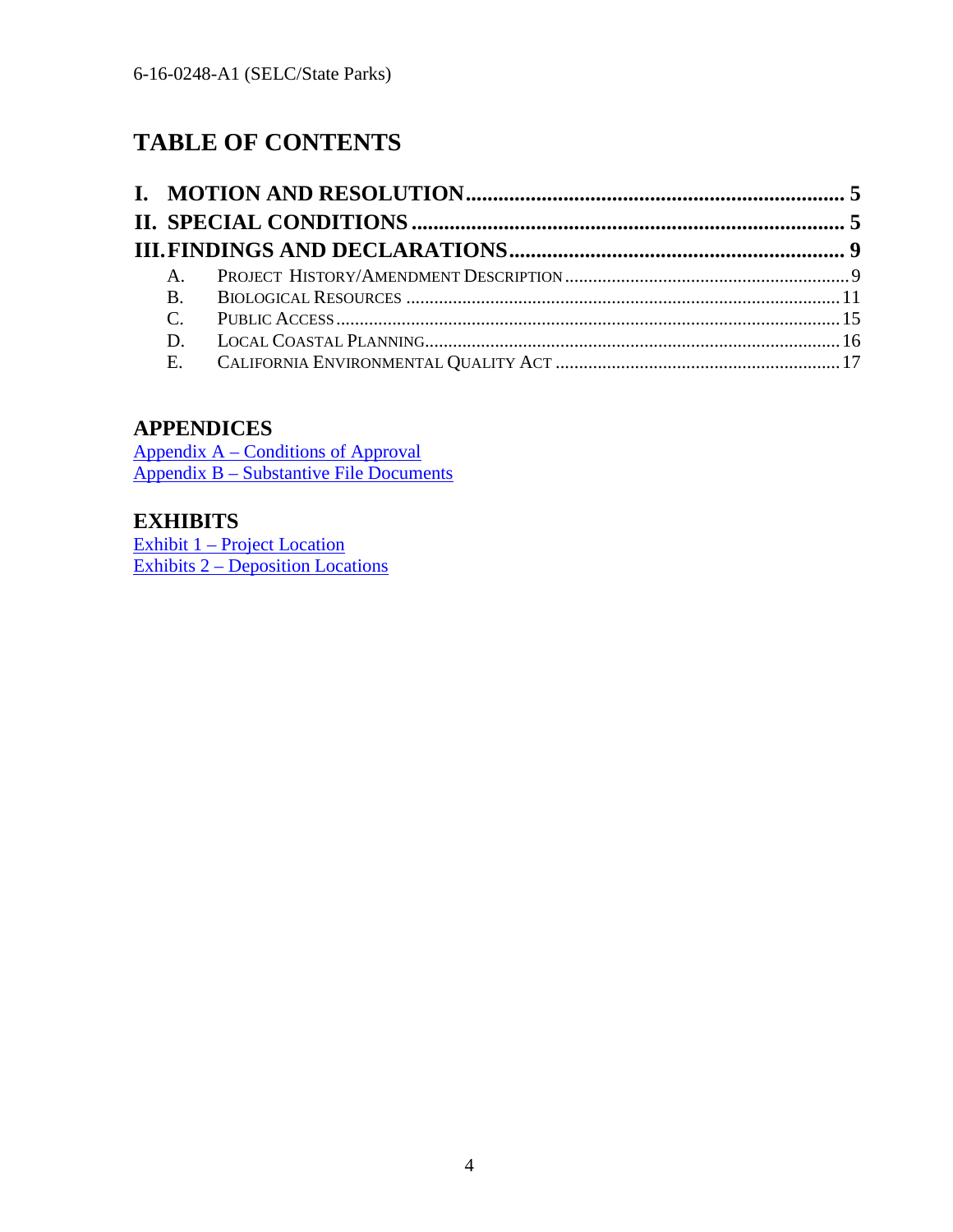# TABLE OF CONTENTS

**I. MOTION AND RESOLUTION ...................................................................... 5**

**II. SPECIAL CONDITIONS ................................................................................ 5**

**III. FINDINGS AND DECLARATIONS .............................................................. 9**

- A. PROJECT HISTORY/AMENDMENT DESCRIPTION ............................................................ 9
- B. BIOLOGICAL RESOURCES ............................................................................................ 11
- C. PUBLIC ACCESS .......................................................................................................... 15
- D. LOCAL COASTAL PLANNING ........................................................................................ 16
- E. CALIFORNIA ENVIRONMENTAL QUALITY ACT ............................................................. 17

## APPENDICES

Appendix A – Conditions of Approval
Appendix B – Substantive File Documents

## EXHIBITS

Exhibit 1 – Project Location
Exhibits 2 – Deposition Locations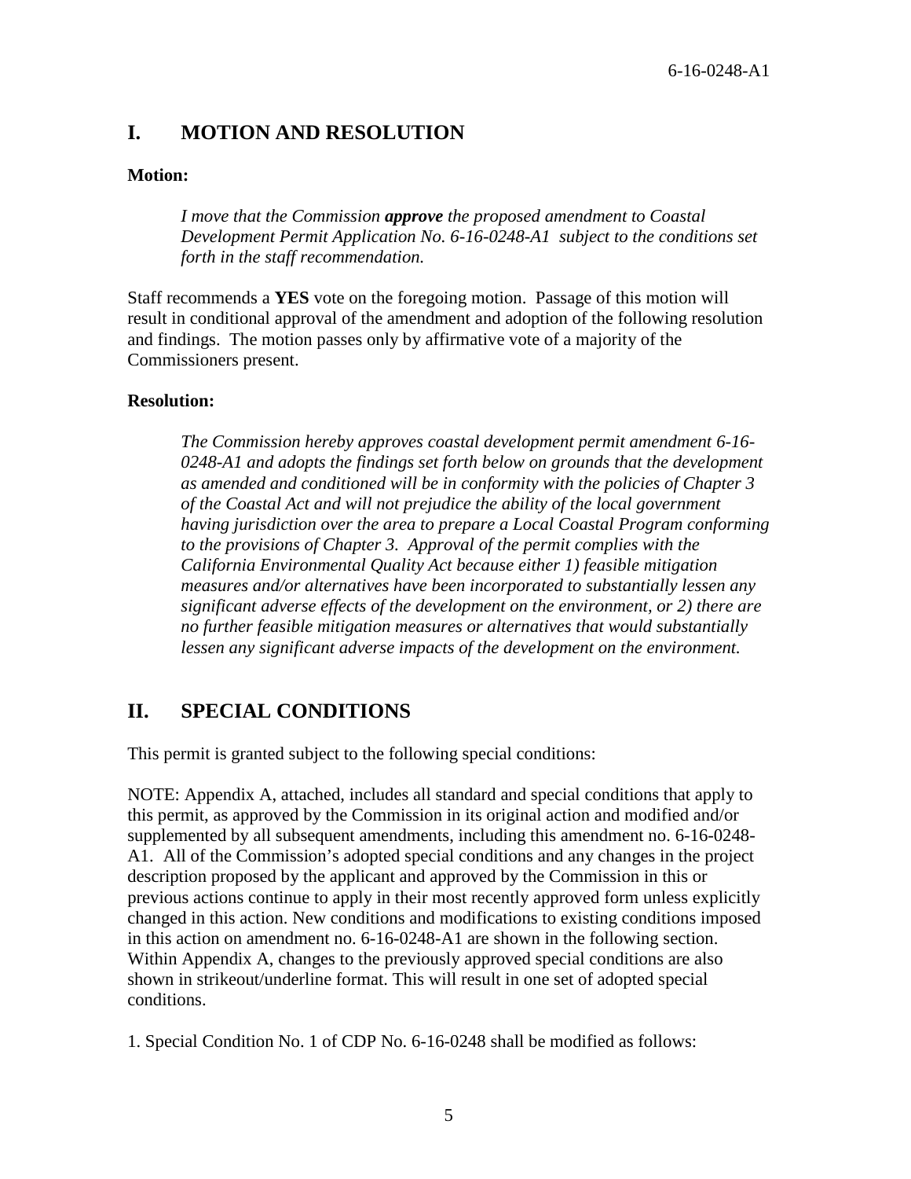## I. MOTION AND RESOLUTION

**Motion:**

> *I move that the Commission **approve** the proposed amendment to Coastal Development Permit Application No. 6-16-0248-A1 subject to the conditions set forth in the staff recommendation.*

Staff recommends a **YES** vote on the foregoing motion. Passage of this motion will result in conditional approval of the amendment and adoption of the following resolution and findings. The motion passes only by affirmative vote of a majority of the Commissioners present.

**Resolution:**

> *The Commission hereby approves coastal development permit amendment 6-16-0248-A1 and adopts the findings set forth below on grounds that the development as amended and conditioned will be in conformity with the policies of Chapter 3 of the Coastal Act and will not prejudice the ability of the local government having jurisdiction over the area to prepare a Local Coastal Program conforming to the provisions of Chapter 3. Approval of the permit complies with the California Environmental Quality Act because either 1) feasible mitigation measures and/or alternatives have been incorporated to substantially lessen any significant adverse effects of the development on the environment, or 2) there are no further feasible mitigation measures or alternatives that would substantially lessen any significant adverse impacts of the development on the environment.*

## II. SPECIAL CONDITIONS

This permit is granted subject to the following special conditions:

NOTE: Appendix A, attached, includes all standard and special conditions that apply to this permit, as approved by the Commission in its original action and modified and/or supplemented by all subsequent amendments, including this amendment no. 6-16-0248-A1. All of the Commission's adopted special conditions and any changes in the project description proposed by the applicant and approved by the Commission in this or previous actions continue to apply in their most recently approved form unless explicitly changed in this action. New conditions and modifications to existing conditions imposed in this action on amendment no. 6-16-0248-A1 are shown in the following section. Within Appendix A, changes to the previously approved special conditions are also shown in strikeout/underline format. This will result in one set of adopted special conditions.

1. Special Condition No. 1 of CDP No. 6-16-0248 shall be modified as follows: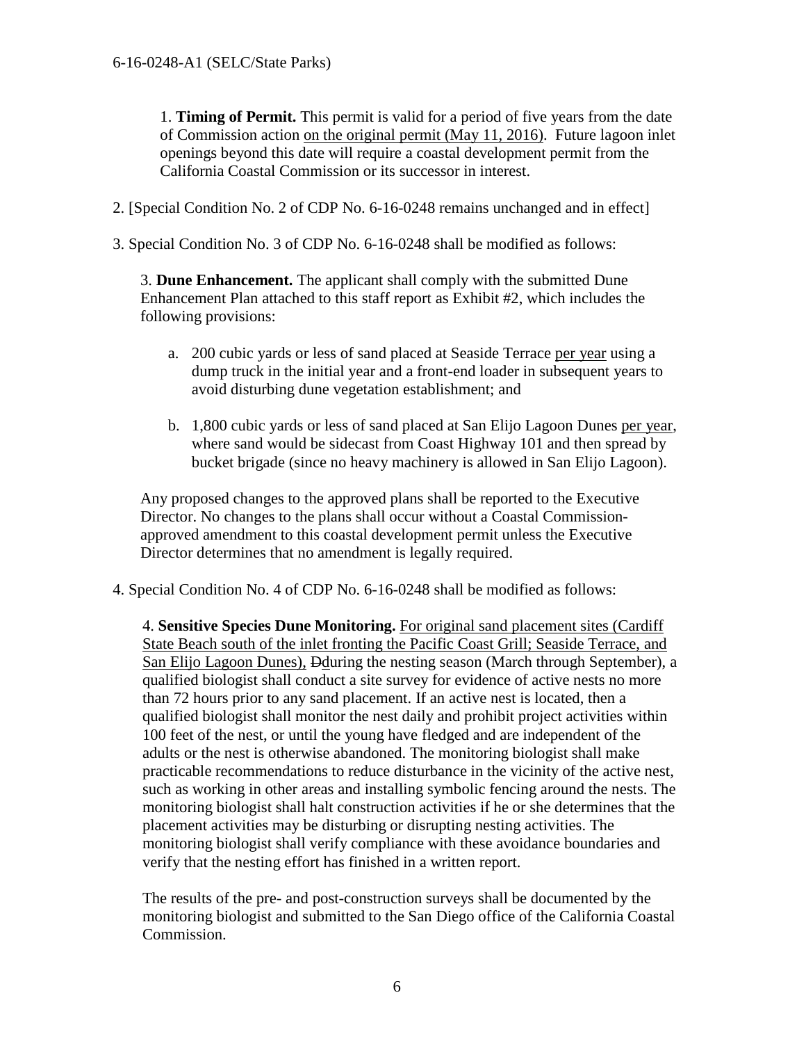1. **Timing of Permit.** This permit is valid for a period of five years from the date of Commission action on the original permit (May 11, 2016). Future lagoon inlet openings beyond this date will require a coastal development permit from the California Coastal Commission or its successor in interest.

2. [Special Condition No. 2 of CDP No. 6-16-0248 remains unchanged and in effect]

3. Special Condition No. 3 of CDP No. 6-16-0248 shall be modified as follows:

3. **Dune Enhancement.** The applicant shall comply with the submitted Dune Enhancement Plan attached to this staff report as Exhibit #2, which includes the following provisions:

a. 200 cubic yards or less of sand placed at Seaside Terrace per year using a dump truck in the initial year and a front-end loader in subsequent years to avoid disturbing dune vegetation establishment; and

b. 1,800 cubic yards or less of sand placed at San Elijo Lagoon Dunes per year, where sand would be sidecast from Coast Highway 101 and then spread by bucket brigade (since no heavy machinery is allowed in San Elijo Lagoon).

Any proposed changes to the approved plans shall be reported to the Executive Director. No changes to the plans shall occur without a Coastal Commission-approved amendment to this coastal development permit unless the Executive Director determines that no amendment is legally required.

4. Special Condition No. 4 of CDP No. 6-16-0248 shall be modified as follows:

4. **Sensitive Species Dune Monitoring.** For original sand placement sites (Cardiff State Beach south of the inlet fronting the Pacific Coast Grill; Seaside Terrace, and San Elijo Lagoon Dunes), ~~D~~during the nesting season (March through September), a qualified biologist shall conduct a site survey for evidence of active nests no more than 72 hours prior to any sand placement. If an active nest is located, then a qualified biologist shall monitor the nest daily and prohibit project activities within 100 feet of the nest, or until the young have fledged and are independent of the adults or the nest is otherwise abandoned. The monitoring biologist shall make practicable recommendations to reduce disturbance in the vicinity of the active nest, such as working in other areas and installing symbolic fencing around the nests. The monitoring biologist shall halt construction activities if he or she determines that the placement activities may be disturbing or disrupting nesting activities. The monitoring biologist shall verify compliance with these avoidance boundaries and verify that the nesting effort has finished in a written report.

The results of the pre- and post-construction surveys shall be documented by the monitoring biologist and submitted to the San Diego office of the California Coastal Commission.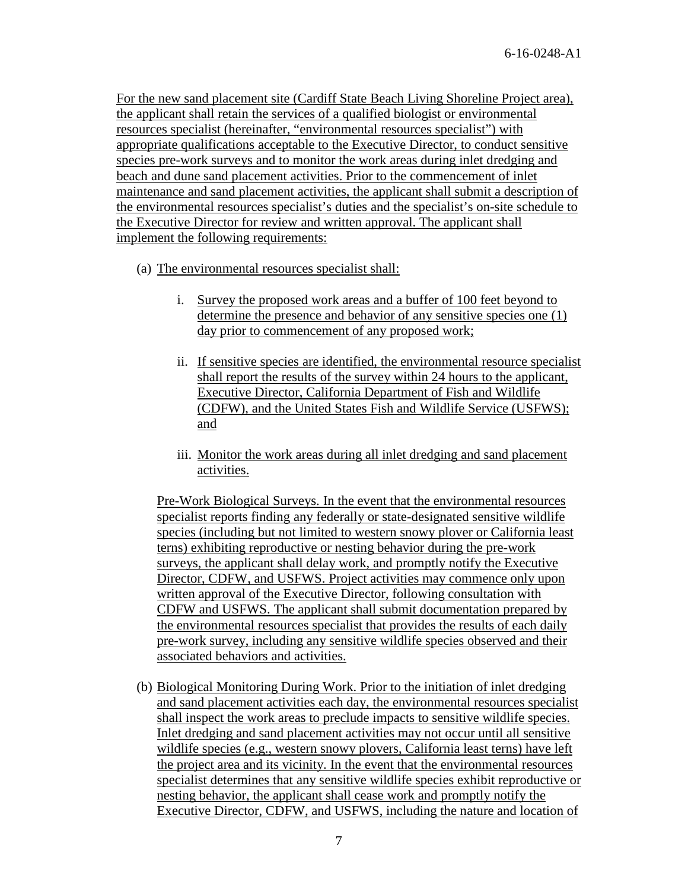For the new sand placement site (Cardiff State Beach Living Shoreline Project area), the applicant shall retain the services of a qualified biologist or environmental resources specialist (hereinafter, "environmental resources specialist") with appropriate qualifications acceptable to the Executive Director, to conduct sensitive species pre-work surveys and to monitor the work areas during inlet dredging and beach and dune sand placement activities. Prior to the commencement of inlet maintenance and sand placement activities, the applicant shall submit a description of the environmental resources specialist's duties and the specialist's on-site schedule to the Executive Director for review and written approval. The applicant shall implement the following requirements:

(a) The environmental resources specialist shall:

   i. Survey the proposed work areas and a buffer of 100 feet beyond to determine the presence and behavior of any sensitive species one (1) day prior to commencement of any proposed work;

   ii. If sensitive species are identified, the environmental resource specialist shall report the results of the survey within 24 hours to the applicant, Executive Director, California Department of Fish and Wildlife (CDFW), and the United States Fish and Wildlife Service (USFWS); and

   iii. Monitor the work areas during all inlet dredging and sand placement activities.

   Pre-Work Biological Surveys. In the event that the environmental resources specialist reports finding any federally or state-designated sensitive wildlife species (including but not limited to western snowy plover or California least terns) exhibiting reproductive or nesting behavior during the pre-work surveys, the applicant shall delay work, and promptly notify the Executive Director, CDFW, and USFWS. Project activities may commence only upon written approval of the Executive Director, following consultation with CDFW and USFWS. The applicant shall submit documentation prepared by the environmental resources specialist that provides the results of each daily pre-work survey, including any sensitive wildlife species observed and their associated behaviors and activities.

(b) Biological Monitoring During Work. Prior to the initiation of inlet dredging and sand placement activities each day, the environmental resources specialist shall inspect the work areas to preclude impacts to sensitive wildlife species. Inlet dredging and sand placement activities may not occur until all sensitive wildlife species (e.g., western snowy plovers, California least terns) have left the project area and its vicinity. In the event that the environmental resources specialist determines that any sensitive wildlife species exhibit reproductive or nesting behavior, the applicant shall cease work and promptly notify the Executive Director, CDFW, and USFWS, including the nature and location of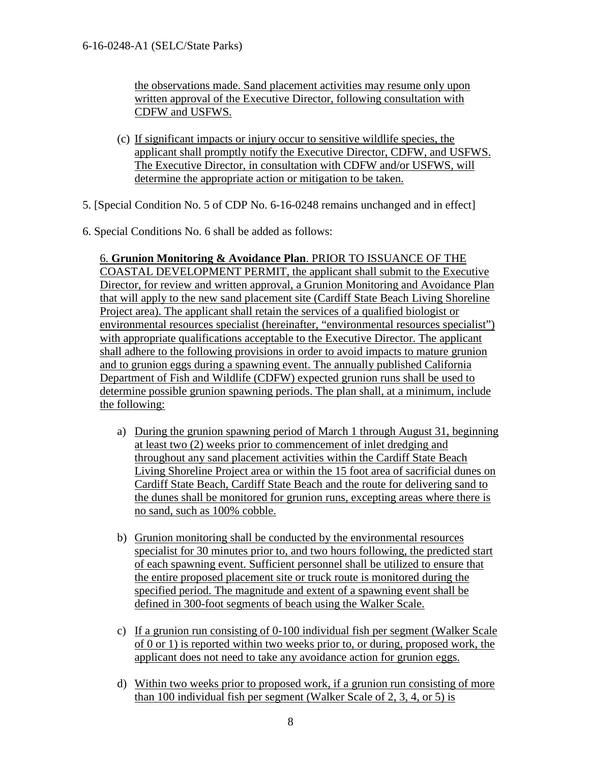the observations made. Sand placement activities may resume only upon written approval of the Executive Director, following consultation with CDFW and USFWS.

(c) If significant impacts or injury occur to sensitive wildlife species, the applicant shall promptly notify the Executive Director, CDFW, and USFWS. The Executive Director, in consultation with CDFW and/or USFWS, will determine the appropriate action or mitigation to be taken.

5. [Special Condition No. 5 of CDP No. 6-16-0248 remains unchanged and in effect]

6. Special Conditions No. 6 shall be added as follows:

6. **Grunion Monitoring & Avoidance Plan**. PRIOR TO ISSUANCE OF THE COASTAL DEVELOPMENT PERMIT, the applicant shall submit to the Executive Director, for review and written approval, a Grunion Monitoring and Avoidance Plan that will apply to the new sand placement site (Cardiff State Beach Living Shoreline Project area). The applicant shall retain the services of a qualified biologist or environmental resources specialist (hereinafter, "environmental resources specialist") with appropriate qualifications acceptable to the Executive Director. The applicant shall adhere to the following provisions in order to avoid impacts to mature grunion and to grunion eggs during a spawning event. The annually published California Department of Fish and Wildlife (CDFW) expected grunion runs shall be used to determine possible grunion spawning periods. The plan shall, at a minimum, include the following:

a) During the grunion spawning period of March 1 through August 31, beginning at least two (2) weeks prior to commencement of inlet dredging and throughout any sand placement activities within the Cardiff State Beach Living Shoreline Project area or within the 15 foot area of sacrificial dunes on Cardiff State Beach, Cardiff State Beach and the route for delivering sand to the dunes shall be monitored for grunion runs, excepting areas where there is no sand, such as 100% cobble.

b) Grunion monitoring shall be conducted by the environmental resources specialist for 30 minutes prior to, and two hours following, the predicted start of each spawning event. Sufficient personnel shall be utilized to ensure that the entire proposed placement site or truck route is monitored during the specified period. The magnitude and extent of a spawning event shall be defined in 300-foot segments of beach using the Walker Scale.

c) If a grunion run consisting of 0-100 individual fish per segment (Walker Scale of 0 or 1) is reported within two weeks prior to, or during, proposed work, the applicant does not need to take any avoidance action for grunion eggs.

d) Within two weeks prior to proposed work, if a grunion run consisting of more than 100 individual fish per segment (Walker Scale of 2, 3, 4, or 5) is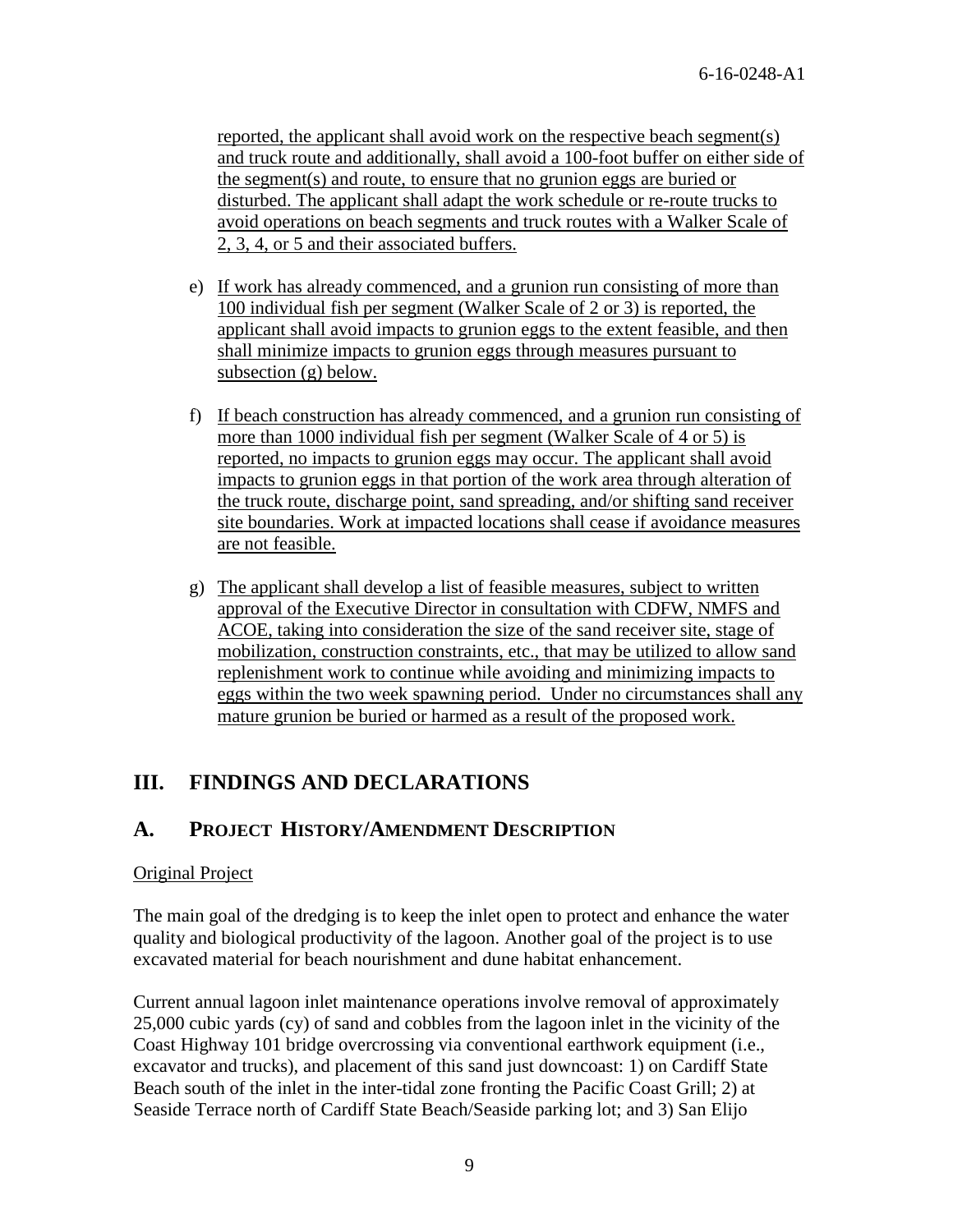reported, the applicant shall avoid work on the respective beach segment(s) and truck route and additionally, shall avoid a 100-foot buffer on either side of the segment(s) and route, to ensure that no grunion eggs are buried or disturbed. The applicant shall adapt the work schedule or re-route trucks to avoid operations on beach segments and truck routes with a Walker Scale of 2, 3, 4, or 5 and their associated buffers.

e) If work has already commenced, and a grunion run consisting of more than 100 individual fish per segment (Walker Scale of 2 or 3) is reported, the applicant shall avoid impacts to grunion eggs to the extent feasible, and then shall minimize impacts to grunion eggs through measures pursuant to subsection (g) below.

f) If beach construction has already commenced, and a grunion run consisting of more than 1000 individual fish per segment (Walker Scale of 4 or 5) is reported, no impacts to grunion eggs may occur. The applicant shall avoid impacts to grunion eggs in that portion of the work area through alteration of the truck route, discharge point, sand spreading, and/or shifting sand receiver site boundaries. Work at impacted locations shall cease if avoidance measures are not feasible.

g) The applicant shall develop a list of feasible measures, subject to written approval of the Executive Director in consultation with CDFW, NMFS and ACOE, taking into consideration the size of the sand receiver site, stage of mobilization, construction constraints, etc., that may be utilized to allow sand replenishment work to continue while avoiding and minimizing impacts to eggs within the two week spawning period. Under no circumstances shall any mature grunion be buried or harmed as a result of the proposed work.

# III. FINDINGS AND DECLARATIONS

## A. PROJECT HISTORY/AMENDMENT DESCRIPTION

Original Project

The main goal of the dredging is to keep the inlet open to protect and enhance the water quality and biological productivity of the lagoon. Another goal of the project is to use excavated material for beach nourishment and dune habitat enhancement.

Current annual lagoon inlet maintenance operations involve removal of approximately 25,000 cubic yards (cy) of sand and cobbles from the lagoon inlet in the vicinity of the Coast Highway 101 bridge overcrossing via conventional earthwork equipment (i.e., excavator and trucks), and placement of this sand just downcoast: 1) on Cardiff State Beach south of the inlet in the inter-tidal zone fronting the Pacific Coast Grill; 2) at Seaside Terrace north of Cardiff State Beach/Seaside parking lot; and 3) San Elijo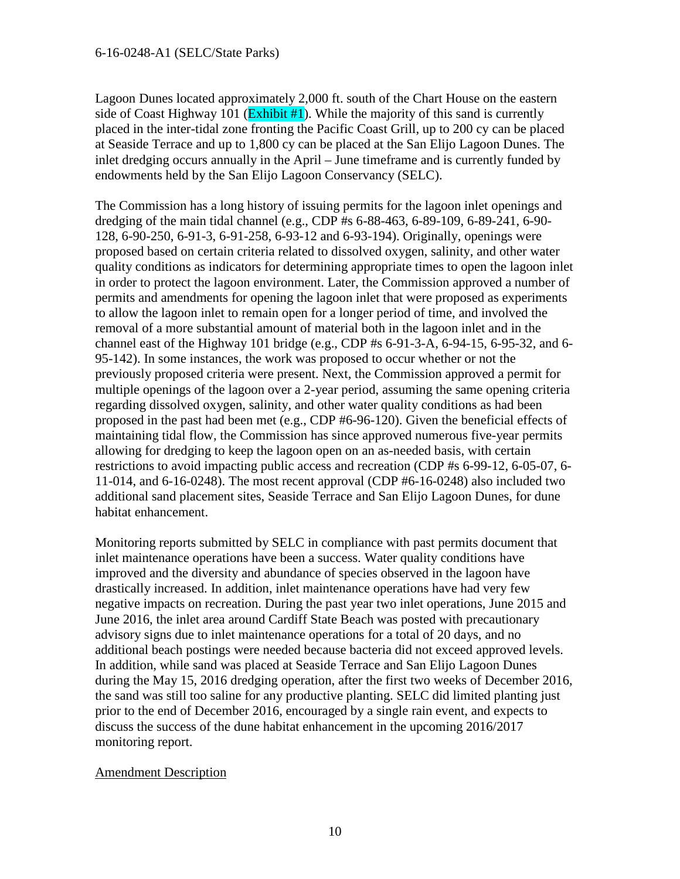Lagoon Dunes located approximately 2,000 ft. south of the Chart House on the eastern side of Coast Highway 101 (Exhibit #1). While the majority of this sand is currently placed in the inter-tidal zone fronting the Pacific Coast Grill, up to 200 cy can be placed at Seaside Terrace and up to 1,800 cy can be placed at the San Elijo Lagoon Dunes. The inlet dredging occurs annually in the April – June timeframe and is currently funded by endowments held by the San Elijo Lagoon Conservancy (SELC).

The Commission has a long history of issuing permits for the lagoon inlet openings and dredging of the main tidal channel (e.g., CDP #s 6-88-463, 6-89-109, 6-89-241, 6-90-128, 6-90-250, 6-91-3, 6-91-258, 6-93-12 and 6-93-194). Originally, openings were proposed based on certain criteria related to dissolved oxygen, salinity, and other water quality conditions as indicators for determining appropriate times to open the lagoon inlet in order to protect the lagoon environment. Later, the Commission approved a number of permits and amendments for opening the lagoon inlet that were proposed as experiments to allow the lagoon inlet to remain open for a longer period of time, and involved the removal of a more substantial amount of material both in the lagoon inlet and in the channel east of the Highway 101 bridge (e.g., CDP #s 6-91-3-A, 6-94-15, 6-95-32, and 6-95-142). In some instances, the work was proposed to occur whether or not the previously proposed criteria were present. Next, the Commission approved a permit for multiple openings of the lagoon over a 2-year period, assuming the same opening criteria regarding dissolved oxygen, salinity, and other water quality conditions as had been proposed in the past had been met (e.g., CDP #6-96-120). Given the beneficial effects of maintaining tidal flow, the Commission has since approved numerous five-year permits allowing for dredging to keep the lagoon open on an as-needed basis, with certain restrictions to avoid impacting public access and recreation (CDP #s 6-99-12, 6-05-07, 6-11-014, and 6-16-0248). The most recent approval (CDP #6-16-0248) also included two additional sand placement sites, Seaside Terrace and San Elijo Lagoon Dunes, for dune habitat enhancement.

Monitoring reports submitted by SELC in compliance with past permits document that inlet maintenance operations have been a success. Water quality conditions have improved and the diversity and abundance of species observed in the lagoon have drastically increased. In addition, inlet maintenance operations have had very few negative impacts on recreation. During the past year two inlet operations, June 2015 and June 2016, the inlet area around Cardiff State Beach was posted with precautionary advisory signs due to inlet maintenance operations for a total of 20 days, and no additional beach postings were needed because bacteria did not exceed approved levels. In addition, while sand was placed at Seaside Terrace and San Elijo Lagoon Dunes during the May 15, 2016 dredging operation, after the first two weeks of December 2016, the sand was still too saline for any productive planting. SELC did limited planting just prior to the end of December 2016, encouraged by a single rain event, and expects to discuss the success of the dune habitat enhancement in the upcoming 2016/2017 monitoring report.

<u>Amendment Description</u>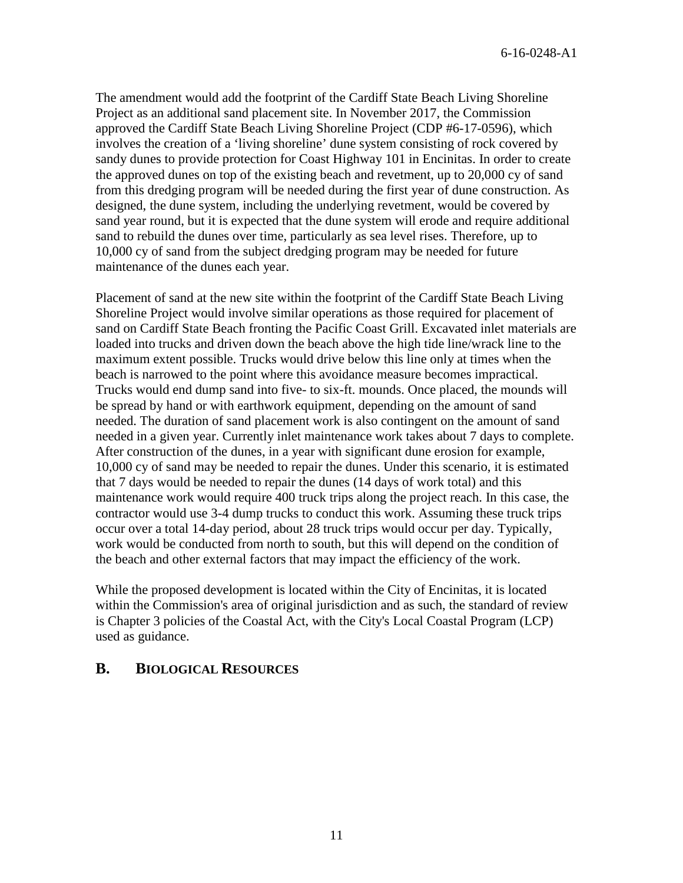The amendment would add the footprint of the Cardiff State Beach Living Shoreline Project as an additional sand placement site. In November 2017, the Commission approved the Cardiff State Beach Living Shoreline Project (CDP #6-17-0596), which involves the creation of a 'living shoreline' dune system consisting of rock covered by sandy dunes to provide protection for Coast Highway 101 in Encinitas. In order to create the approved dunes on top of the existing beach and revetment, up to 20,000 cy of sand from this dredging program will be needed during the first year of dune construction. As designed, the dune system, including the underlying revetment, would be covered by sand year round, but it is expected that the dune system will erode and require additional sand to rebuild the dunes over time, particularly as sea level rises. Therefore, up to 10,000 cy of sand from the subject dredging program may be needed for future maintenance of the dunes each year.

Placement of sand at the new site within the footprint of the Cardiff State Beach Living Shoreline Project would involve similar operations as those required for placement of sand on Cardiff State Beach fronting the Pacific Coast Grill. Excavated inlet materials are loaded into trucks and driven down the beach above the high tide line/wrack line to the maximum extent possible. Trucks would drive below this line only at times when the beach is narrowed to the point where this avoidance measure becomes impractical. Trucks would end dump sand into five- to six-ft. mounds. Once placed, the mounds will be spread by hand or with earthwork equipment, depending on the amount of sand needed. The duration of sand placement work is also contingent on the amount of sand needed in a given year. Currently inlet maintenance work takes about 7 days to complete. After construction of the dunes, in a year with significant dune erosion for example, 10,000 cy of sand may be needed to repair the dunes. Under this scenario, it is estimated that 7 days would be needed to repair the dunes (14 days of work total) and this maintenance work would require 400 truck trips along the project reach. In this case, the contractor would use 3-4 dump trucks to conduct this work. Assuming these truck trips occur over a total 14-day period, about 28 truck trips would occur per day. Typically, work would be conducted from north to south, but this will depend on the condition of the beach and other external factors that may impact the efficiency of the work.

While the proposed development is located within the City of Encinitas, it is located within the Commission's area of original jurisdiction and as such, the standard of review is Chapter 3 policies of the Coastal Act, with the City's Local Coastal Program (LCP) used as guidance.

## B. BIOLOGICAL RESOURCES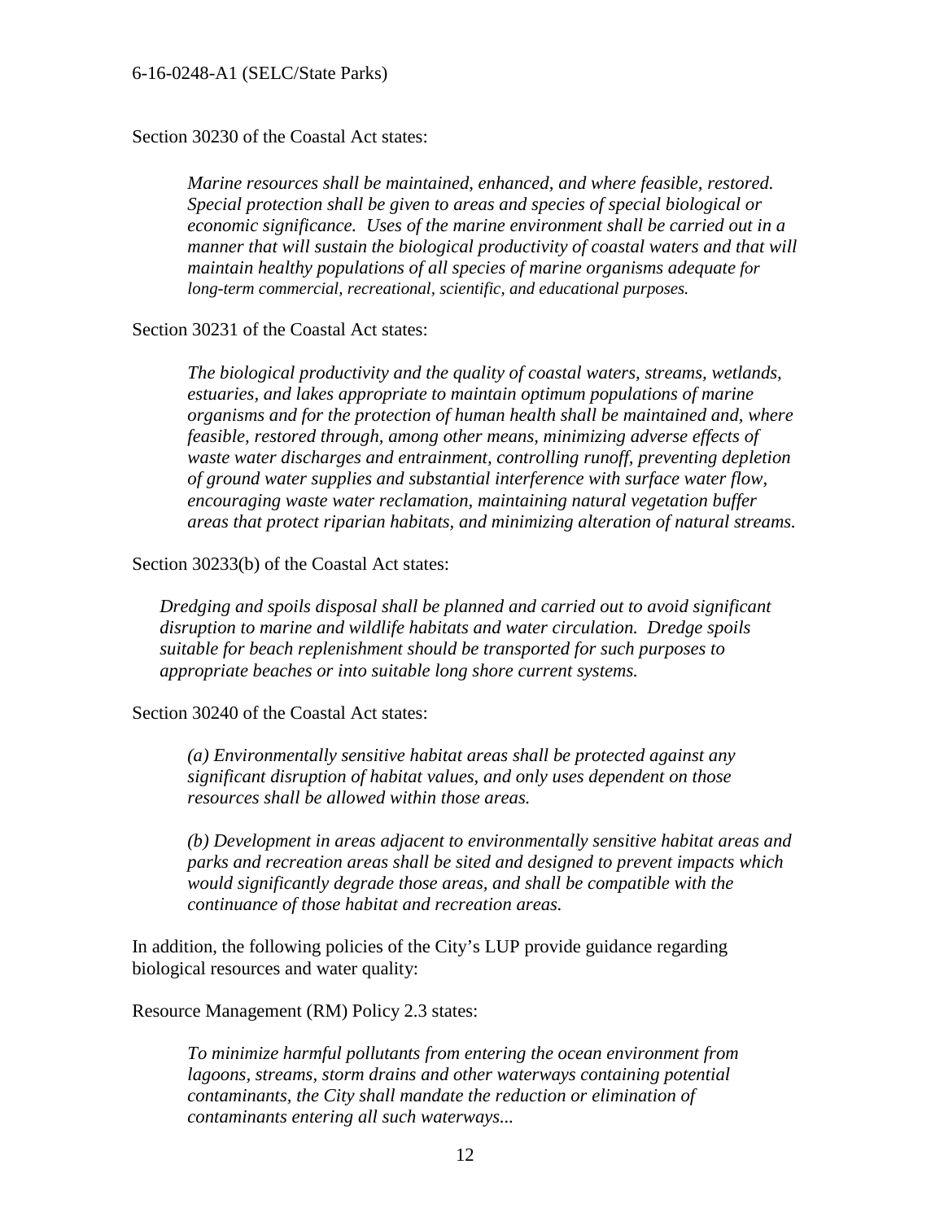Section 30230 of the Coastal Act states:

> *Marine resources shall be maintained, enhanced, and where feasible, restored. Special protection shall be given to areas and species of special biological or economic significance. Uses of the marine environment shall be carried out in a manner that will sustain the biological productivity of coastal waters and that will maintain healthy populations of all species of marine organisms adequate for long-term commercial, recreational, scientific, and educational purposes.*

Section 30231 of the Coastal Act states:

> *The biological productivity and the quality of coastal waters, streams, wetlands, estuaries, and lakes appropriate to maintain optimum populations of marine organisms and for the protection of human health shall be maintained and, where feasible, restored through, among other means, minimizing adverse effects of waste water discharges and entrainment, controlling runoff, preventing depletion of ground water supplies and substantial interference with surface water flow, encouraging waste water reclamation, maintaining natural vegetation buffer areas that protect riparian habitats, and minimizing alteration of natural streams.*

Section 30233(b) of the Coastal Act states:

> *Dredging and spoils disposal shall be planned and carried out to avoid significant disruption to marine and wildlife habitats and water circulation. Dredge spoils suitable for beach replenishment should be transported for such purposes to appropriate beaches or into suitable long shore current systems.*

Section 30240 of the Coastal Act states:

> *(a) Environmentally sensitive habitat areas shall be protected against any significant disruption of habitat values, and only uses dependent on those resources shall be allowed within those areas.*
>
> *(b) Development in areas adjacent to environmentally sensitive habitat areas and parks and recreation areas shall be sited and designed to prevent impacts which would significantly degrade those areas, and shall be compatible with the continuance of those habitat and recreation areas.*

In addition, the following policies of the City's LUP provide guidance regarding biological resources and water quality:

Resource Management (RM) Policy 2.3 states:

> *To minimize harmful pollutants from entering the ocean environment from lagoons, streams, storm drains and other waterways containing potential contaminants, the City shall mandate the reduction or elimination of contaminants entering all such waterways...*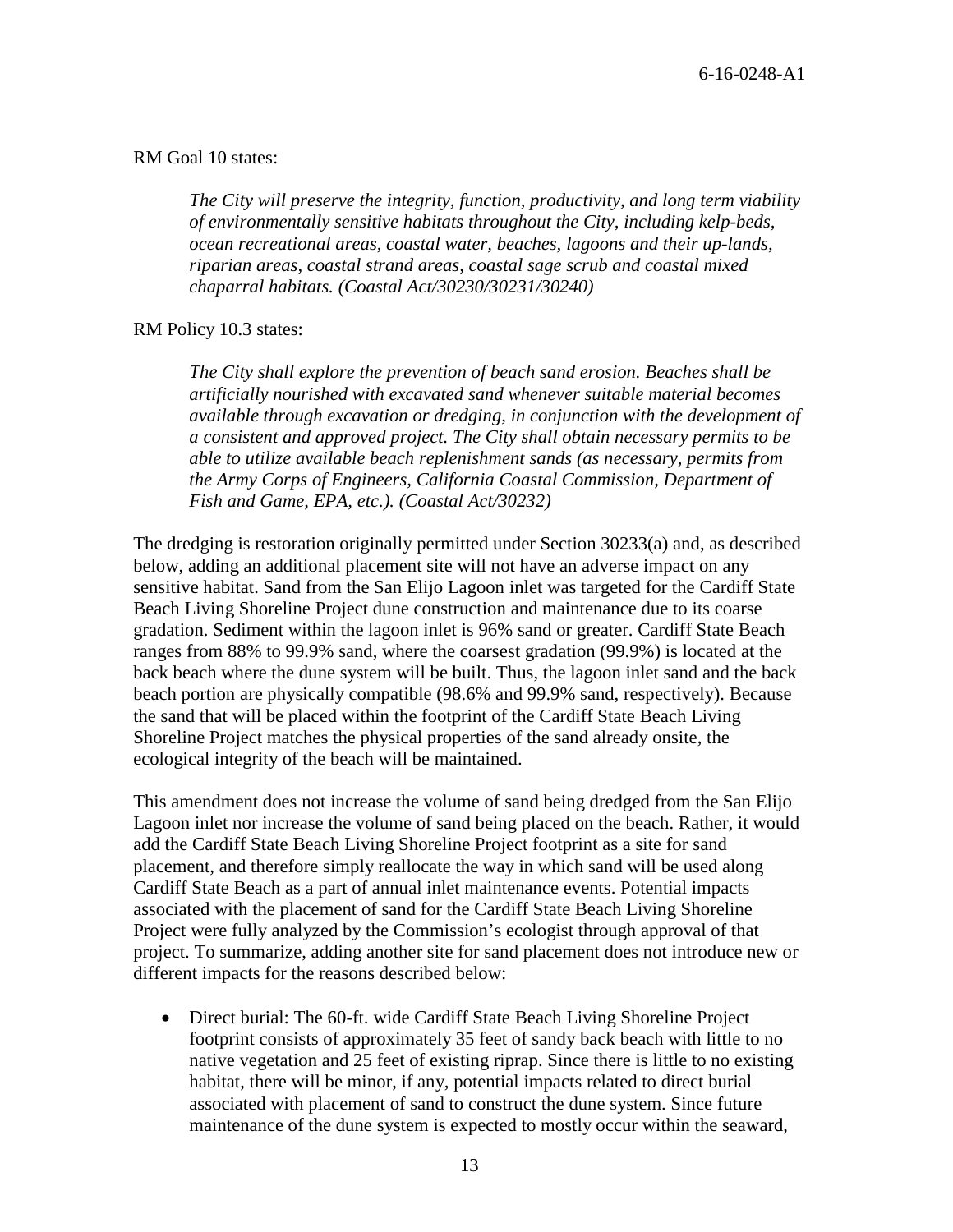RM Goal 10 states:

> *The City will preserve the integrity, function, productivity, and long term viability of environmentally sensitive habitats throughout the City, including kelp-beds, ocean recreational areas, coastal water, beaches, lagoons and their up-lands, riparian areas, coastal strand areas, coastal sage scrub and coastal mixed chaparral habitats. (Coastal Act/30230/30231/30240)*

RM Policy 10.3 states:

> *The City shall explore the prevention of beach sand erosion. Beaches shall be artificially nourished with excavated sand whenever suitable material becomes available through excavation or dredging, in conjunction with the development of a consistent and approved project. The City shall obtain necessary permits to be able to utilize available beach replenishment sands (as necessary, permits from the Army Corps of Engineers, California Coastal Commission, Department of Fish and Game, EPA, etc.). (Coastal Act/30232)*

The dredging is restoration originally permitted under Section 30233(a) and, as described below, adding an additional placement site will not have an adverse impact on any sensitive habitat. Sand from the San Elijo Lagoon inlet was targeted for the Cardiff State Beach Living Shoreline Project dune construction and maintenance due to its coarse gradation. Sediment within the lagoon inlet is 96% sand or greater. Cardiff State Beach ranges from 88% to 99.9% sand, where the coarsest gradation (99.9%) is located at the back beach where the dune system will be built. Thus, the lagoon inlet sand and the back beach portion are physically compatible (98.6% and 99.9% sand, respectively). Because the sand that will be placed within the footprint of the Cardiff State Beach Living Shoreline Project matches the physical properties of the sand already onsite, the ecological integrity of the beach will be maintained.

This amendment does not increase the volume of sand being dredged from the San Elijo Lagoon inlet nor increase the volume of sand being placed on the beach. Rather, it would add the Cardiff State Beach Living Shoreline Project footprint as a site for sand placement, and therefore simply reallocate the way in which sand will be used along Cardiff State Beach as a part of annual inlet maintenance events. Potential impacts associated with the placement of sand for the Cardiff State Beach Living Shoreline Project were fully analyzed by the Commission's ecologist through approval of that project. To summarize, adding another site for sand placement does not introduce new or different impacts for the reasons described below:

- Direct burial: The 60-ft. wide Cardiff State Beach Living Shoreline Project footprint consists of approximately 35 feet of sandy back beach with little to no native vegetation and 25 feet of existing riprap. Since there is little to no existing habitat, there will be minor, if any, potential impacts related to direct burial associated with placement of sand to construct the dune system. Since future maintenance of the dune system is expected to mostly occur within the seaward,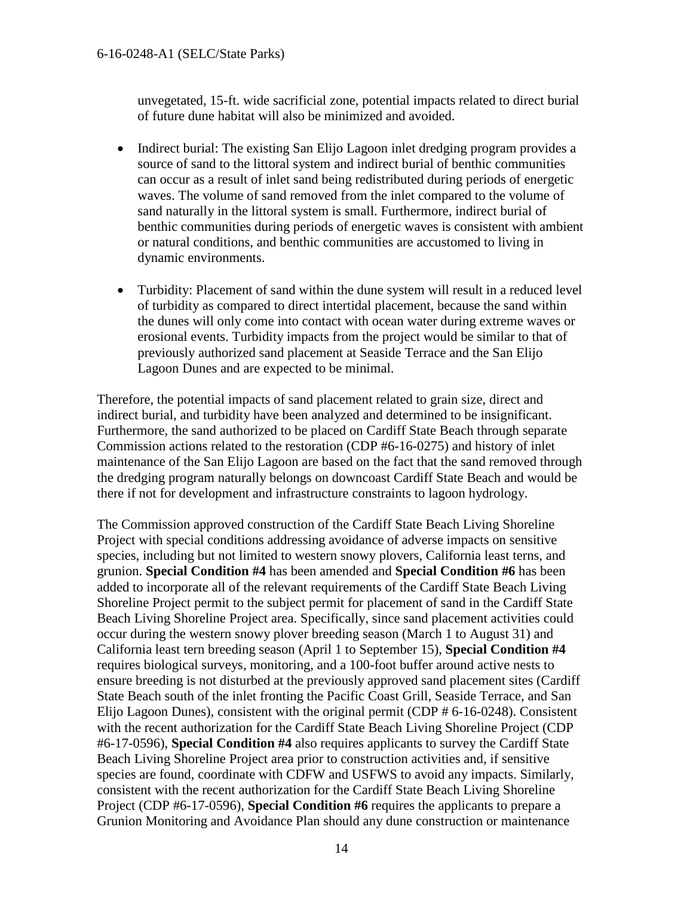unvegetated, 15-ft. wide sacrificial zone, potential impacts related to direct burial of future dune habitat will also be minimized and avoided.

- Indirect burial: The existing San Elijo Lagoon inlet dredging program provides a source of sand to the littoral system and indirect burial of benthic communities can occur as a result of inlet sand being redistributed during periods of energetic waves. The volume of sand removed from the inlet compared to the volume of sand naturally in the littoral system is small. Furthermore, indirect burial of benthic communities during periods of energetic waves is consistent with ambient or natural conditions, and benthic communities are accustomed to living in dynamic environments.

- Turbidity: Placement of sand within the dune system will result in a reduced level of turbidity as compared to direct intertidal placement, because the sand within the dunes will only come into contact with ocean water during extreme waves or erosional events. Turbidity impacts from the project would be similar to that of previously authorized sand placement at Seaside Terrace and the San Elijo Lagoon Dunes and are expected to be minimal.

Therefore, the potential impacts of sand placement related to grain size, direct and indirect burial, and turbidity have been analyzed and determined to be insignificant. Furthermore, the sand authorized to be placed on Cardiff State Beach through separate Commission actions related to the restoration (CDP #6-16-0275) and history of inlet maintenance of the San Elijo Lagoon are based on the fact that the sand removed through the dredging program naturally belongs on downcoast Cardiff State Beach and would be there if not for development and infrastructure constraints to lagoon hydrology.

The Commission approved construction of the Cardiff State Beach Living Shoreline Project with special conditions addressing avoidance of adverse impacts on sensitive species, including but not limited to western snowy plovers, California least terns, and grunion. **Special Condition #4** has been amended and **Special Condition #6** has been added to incorporate all of the relevant requirements of the Cardiff State Beach Living Shoreline Project permit to the subject permit for placement of sand in the Cardiff State Beach Living Shoreline Project area. Specifically, since sand placement activities could occur during the western snowy plover breeding season (March 1 to August 31) and California least tern breeding season (April 1 to September 15), **Special Condition #4** requires biological surveys, monitoring, and a 100-foot buffer around active nests to ensure breeding is not disturbed at the previously approved sand placement sites (Cardiff State Beach south of the inlet fronting the Pacific Coast Grill, Seaside Terrace, and San Elijo Lagoon Dunes), consistent with the original permit (CDP # 6-16-0248). Consistent with the recent authorization for the Cardiff State Beach Living Shoreline Project (CDP #6-17-0596), **Special Condition #4** also requires applicants to survey the Cardiff State Beach Living Shoreline Project area prior to construction activities and, if sensitive species are found, coordinate with CDFW and USFWS to avoid any impacts. Similarly, consistent with the recent authorization for the Cardiff State Beach Living Shoreline Project (CDP #6-17-0596), **Special Condition #6** requires the applicants to prepare a Grunion Monitoring and Avoidance Plan should any dune construction or maintenance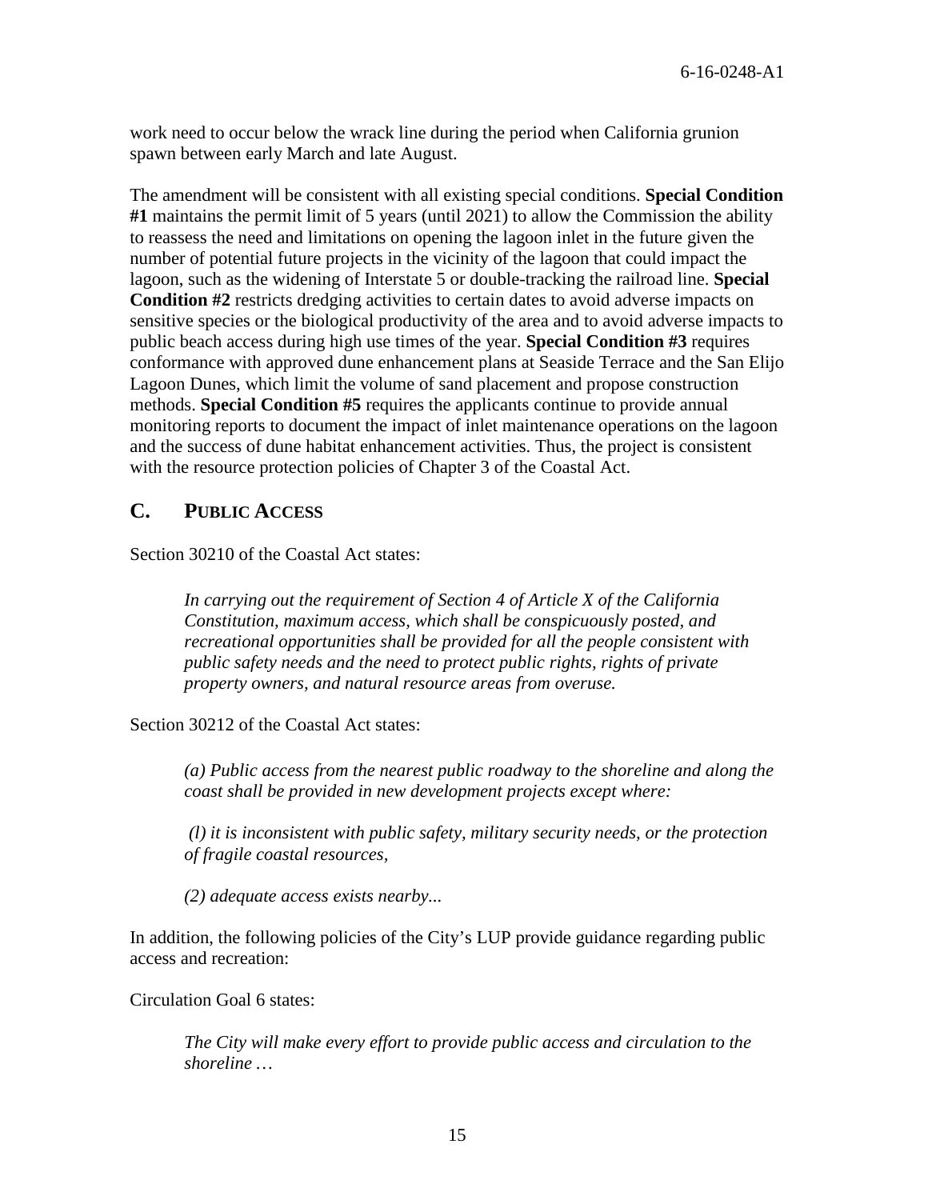work need to occur below the wrack line during the period when California grunion spawn between early March and late August.

The amendment will be consistent with all existing special conditions. **Special Condition #1** maintains the permit limit of 5 years (until 2021) to allow the Commission the ability to reassess the need and limitations on opening the lagoon inlet in the future given the number of potential future projects in the vicinity of the lagoon that could impact the lagoon, such as the widening of Interstate 5 or double-tracking the railroad line. **Special Condition #2** restricts dredging activities to certain dates to avoid adverse impacts on sensitive species or the biological productivity of the area and to avoid adverse impacts to public beach access during high use times of the year. **Special Condition #3** requires conformance with approved dune enhancement plans at Seaside Terrace and the San Elijo Lagoon Dunes, which limit the volume of sand placement and propose construction methods. **Special Condition #5** requires the applicants continue to provide annual monitoring reports to document the impact of inlet maintenance operations on the lagoon and the success of dune habitat enhancement activities. Thus, the project is consistent with the resource protection policies of Chapter 3 of the Coastal Act.

## C. Public Access

Section 30210 of the Coastal Act states:

> *In carrying out the requirement of Section 4 of Article X of the California Constitution, maximum access, which shall be conspicuously posted, and recreational opportunities shall be provided for all the people consistent with public safety needs and the need to protect public rights, rights of private property owners, and natural resource areas from overuse.*

Section 30212 of the Coastal Act states:

> *(a) Public access from the nearest public roadway to the shoreline and along the coast shall be provided in new development projects except where:*
>
> *(l) it is inconsistent with public safety, military security needs, or the protection of fragile coastal resources,*
>
> *(2) adequate access exists nearby...*

In addition, the following policies of the City's LUP provide guidance regarding public access and recreation:

Circulation Goal 6 states:

> *The City will make every effort to provide public access and circulation to the shoreline …*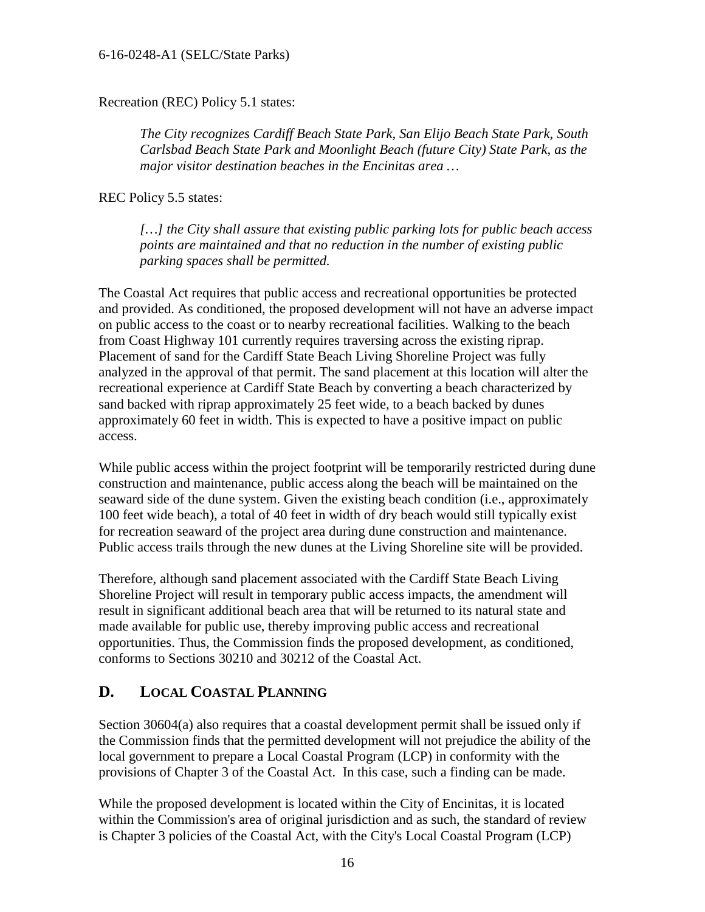Recreation (REC) Policy 5.1 states:

> *The City recognizes Cardiff Beach State Park, San Elijo Beach State Park, South Carlsbad Beach State Park and Moonlight Beach (future City) State Park, as the major visitor destination beaches in the Encinitas area …*

REC Policy 5.5 states:

> *[…] the City shall assure that existing public parking lots for public beach access points are maintained and that no reduction in the number of existing public parking spaces shall be permitted.*

The Coastal Act requires that public access and recreational opportunities be protected and provided. As conditioned, the proposed development will not have an adverse impact on public access to the coast or to nearby recreational facilities. Walking to the beach from Coast Highway 101 currently requires traversing across the existing riprap. Placement of sand for the Cardiff State Beach Living Shoreline Project was fully analyzed in the approval of that permit. The sand placement at this location will alter the recreational experience at Cardiff State Beach by converting a beach characterized by sand backed with riprap approximately 25 feet wide, to a beach backed by dunes approximately 60 feet in width. This is expected to have a positive impact on public access.

While public access within the project footprint will be temporarily restricted during dune construction and maintenance, public access along the beach will be maintained on the seaward side of the dune system. Given the existing beach condition (i.e., approximately 100 feet wide beach), a total of 40 feet in width of dry beach would still typically exist for recreation seaward of the project area during dune construction and maintenance. Public access trails through the new dunes at the Living Shoreline site will be provided.

Therefore, although sand placement associated with the Cardiff State Beach Living Shoreline Project will result in temporary public access impacts, the amendment will result in significant additional beach area that will be returned to its natural state and made available for public use, thereby improving public access and recreational opportunities. Thus, the Commission finds the proposed development, as conditioned, conforms to Sections 30210 and 30212 of the Coastal Act.

## D. LOCAL COASTAL PLANNING

Section 30604(a) also requires that a coastal development permit shall be issued only if the Commission finds that the permitted development will not prejudice the ability of the local government to prepare a Local Coastal Program (LCP) in conformity with the provisions of Chapter 3 of the Coastal Act. In this case, such a finding can be made.

While the proposed development is located within the City of Encinitas, it is located within the Commission's area of original jurisdiction and as such, the standard of review is Chapter 3 policies of the Coastal Act, with the City's Local Coastal Program (LCP)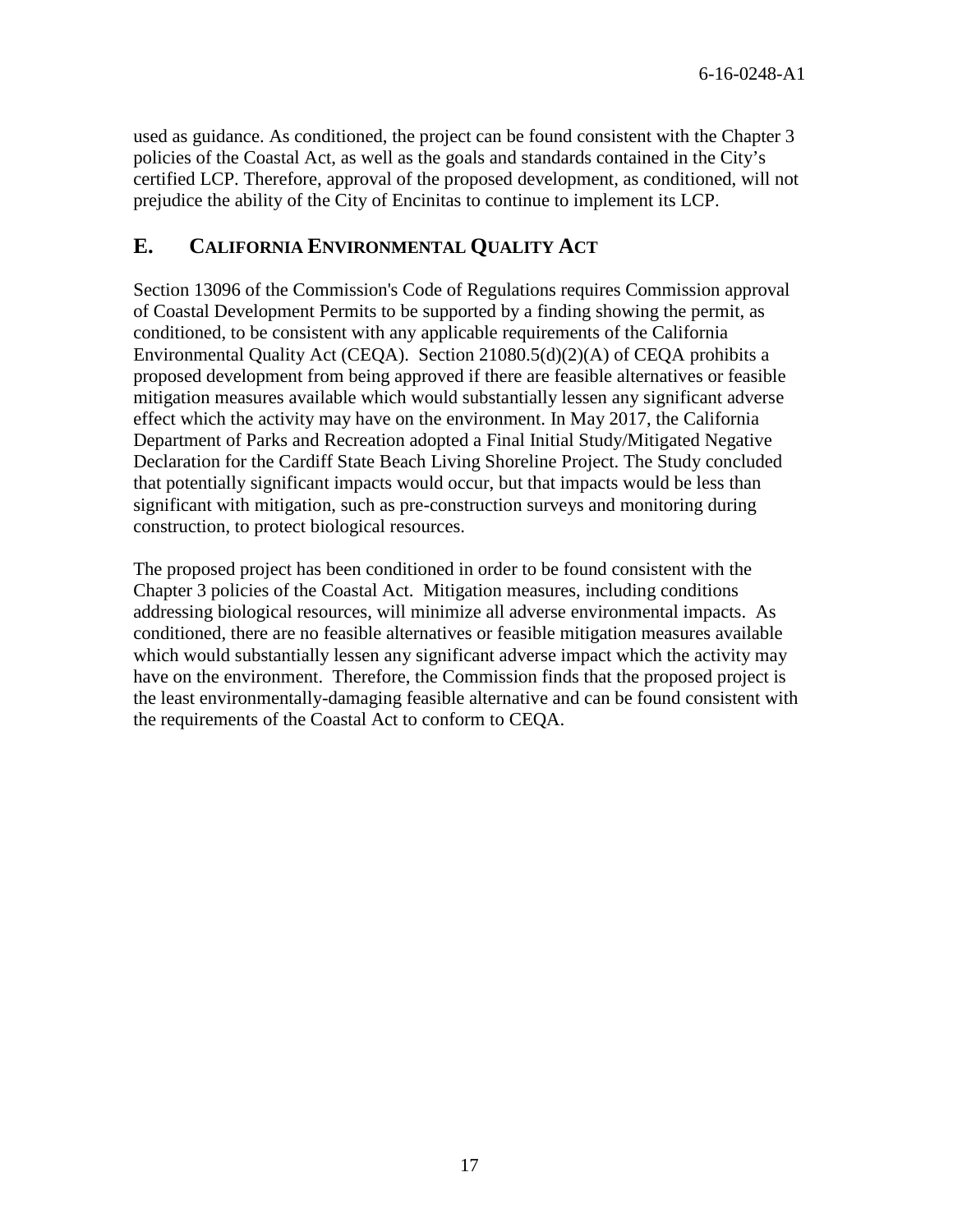used as guidance. As conditioned, the project can be found consistent with the Chapter 3 policies of the Coastal Act, as well as the goals and standards contained in the City's certified LCP. Therefore, approval of the proposed development, as conditioned, will not prejudice the ability of the City of Encinitas to continue to implement its LCP.

## E. CALIFORNIA ENVIRONMENTAL QUALITY ACT

Section 13096 of the Commission's Code of Regulations requires Commission approval of Coastal Development Permits to be supported by a finding showing the permit, as conditioned, to be consistent with any applicable requirements of the California Environmental Quality Act (CEQA). Section 21080.5(d)(2)(A) of CEQA prohibits a proposed development from being approved if there are feasible alternatives or feasible mitigation measures available which would substantially lessen any significant adverse effect which the activity may have on the environment. In May 2017, the California Department of Parks and Recreation adopted a Final Initial Study/Mitigated Negative Declaration for the Cardiff State Beach Living Shoreline Project. The Study concluded that potentially significant impacts would occur, but that impacts would be less than significant with mitigation, such as pre-construction surveys and monitoring during construction, to protect biological resources.

The proposed project has been conditioned in order to be found consistent with the Chapter 3 policies of the Coastal Act. Mitigation measures, including conditions addressing biological resources, will minimize all adverse environmental impacts. As conditioned, there are no feasible alternatives or feasible mitigation measures available which would substantially lessen any significant adverse impact which the activity may have on the environment. Therefore, the Commission finds that the proposed project is the least environmentally-damaging feasible alternative and can be found consistent with the requirements of the Coastal Act to conform to CEQA.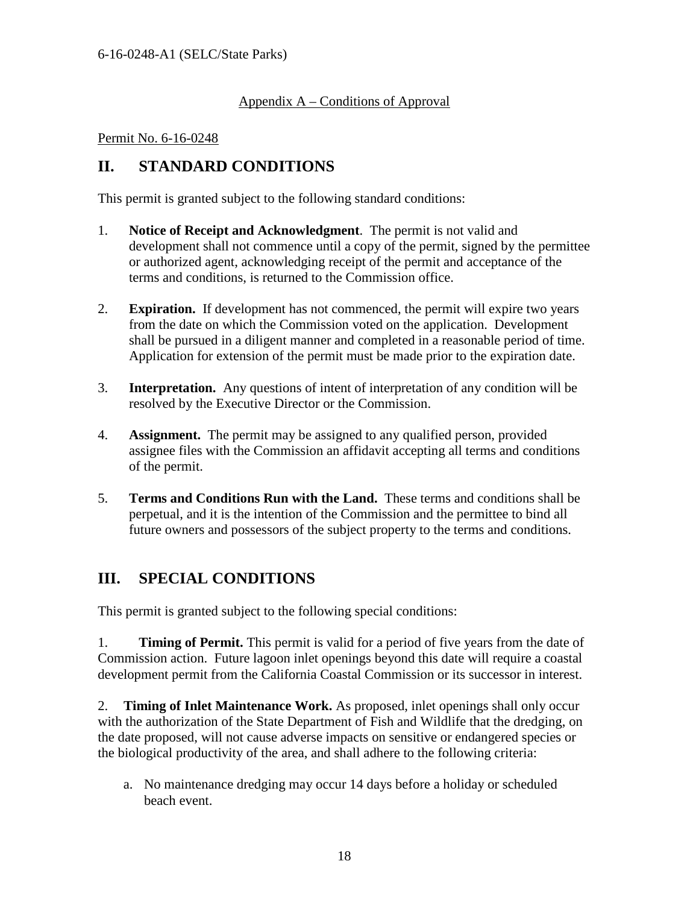Appendix A – Conditions of Approval

Permit No. 6-16-0248

## II. STANDARD CONDITIONS

This permit is granted subject to the following standard conditions:

1. **Notice of Receipt and Acknowledgment**. The permit is not valid and development shall not commence until a copy of the permit, signed by the permittee or authorized agent, acknowledging receipt of the permit and acceptance of the terms and conditions, is returned to the Commission office.

2. **Expiration.** If development has not commenced, the permit will expire two years from the date on which the Commission voted on the application. Development shall be pursued in a diligent manner and completed in a reasonable period of time. Application for extension of the permit must be made prior to the expiration date.

3. **Interpretation.** Any questions of intent of interpretation of any condition will be resolved by the Executive Director or the Commission.

4. **Assignment.** The permit may be assigned to any qualified person, provided assignee files with the Commission an affidavit accepting all terms and conditions of the permit.

5. **Terms and Conditions Run with the Land.** These terms and conditions shall be perpetual, and it is the intention of the Commission and the permittee to bind all future owners and possessors of the subject property to the terms and conditions.

## III. SPECIAL CONDITIONS

This permit is granted subject to the following special conditions:

1. **Timing of Permit.** This permit is valid for a period of five years from the date of Commission action. Future lagoon inlet openings beyond this date will require a coastal development permit from the California Coastal Commission or its successor in interest.

2. **Timing of Inlet Maintenance Work.** As proposed, inlet openings shall only occur with the authorization of the State Department of Fish and Wildlife that the dredging, on the date proposed, will not cause adverse impacts on sensitive or endangered species or the biological productivity of the area, and shall adhere to the following criteria:

   a. No maintenance dredging may occur 14 days before a holiday or scheduled beach event.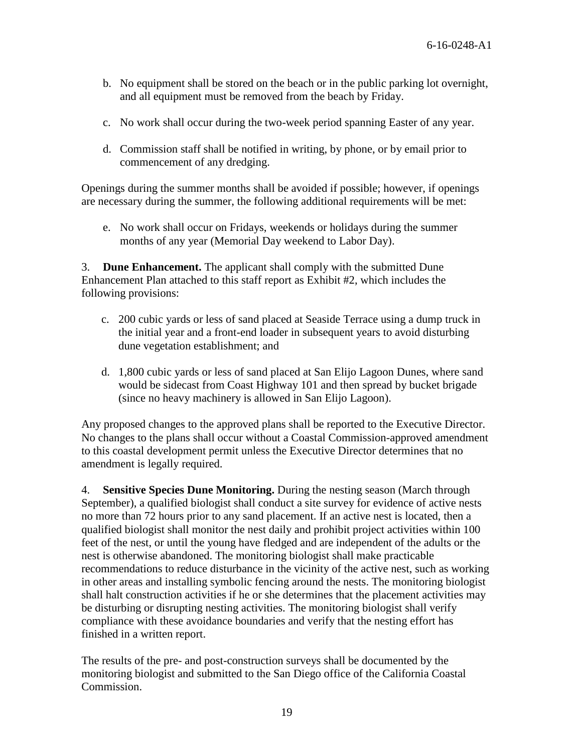b. No equipment shall be stored on the beach or in the public parking lot overnight, and all equipment must be removed from the beach by Friday.

c. No work shall occur during the two-week period spanning Easter of any year.

d. Commission staff shall be notified in writing, by phone, or by email prior to commencement of any dredging.

Openings during the summer months shall be avoided if possible; however, if openings are necessary during the summer, the following additional requirements will be met:

e. No work shall occur on Fridays, weekends or holidays during the summer months of any year (Memorial Day weekend to Labor Day).

3. **Dune Enhancement.** The applicant shall comply with the submitted Dune Enhancement Plan attached to this staff report as Exhibit #2, which includes the following provisions:

c. 200 cubic yards or less of sand placed at Seaside Terrace using a dump truck in the initial year and a front-end loader in subsequent years to avoid disturbing dune vegetation establishment; and

d. 1,800 cubic yards or less of sand placed at San Elijo Lagoon Dunes, where sand would be sidecast from Coast Highway 101 and then spread by bucket brigade (since no heavy machinery is allowed in San Elijo Lagoon).

Any proposed changes to the approved plans shall be reported to the Executive Director. No changes to the plans shall occur without a Coastal Commission-approved amendment to this coastal development permit unless the Executive Director determines that no amendment is legally required.

4. **Sensitive Species Dune Monitoring.** During the nesting season (March through September), a qualified biologist shall conduct a site survey for evidence of active nests no more than 72 hours prior to any sand placement. If an active nest is located, then a qualified biologist shall monitor the nest daily and prohibit project activities within 100 feet of the nest, or until the young have fledged and are independent of the adults or the nest is otherwise abandoned. The monitoring biologist shall make practicable recommendations to reduce disturbance in the vicinity of the active nest, such as working in other areas and installing symbolic fencing around the nests. The monitoring biologist shall halt construction activities if he or she determines that the placement activities may be disturbing or disrupting nesting activities. The monitoring biologist shall verify compliance with these avoidance boundaries and verify that the nesting effort has finished in a written report.

The results of the pre- and post-construction surveys shall be documented by the monitoring biologist and submitted to the San Diego office of the California Coastal Commission.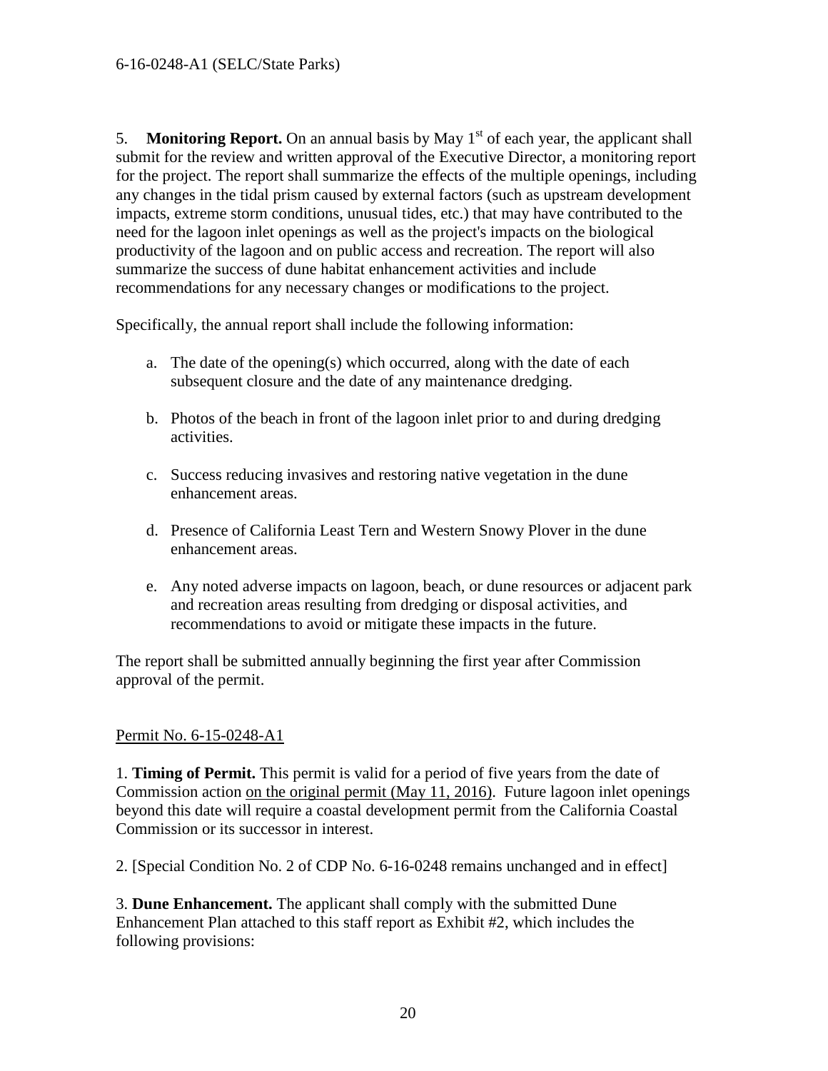5. **Monitoring Report.** On an annual basis by May 1st of each year, the applicant shall submit for the review and written approval of the Executive Director, a monitoring report for the project. The report shall summarize the effects of the multiple openings, including any changes in the tidal prism caused by external factors (such as upstream development impacts, extreme storm conditions, unusual tides, etc.) that may have contributed to the need for the lagoon inlet openings as well as the project's impacts on the biological productivity of the lagoon and on public access and recreation. The report will also summarize the success of dune habitat enhancement activities and include recommendations for any necessary changes or modifications to the project.

Specifically, the annual report shall include the following information:

a. The date of the opening(s) which occurred, along with the date of each subsequent closure and the date of any maintenance dredging.

b. Photos of the beach in front of the lagoon inlet prior to and during dredging activities.

c. Success reducing invasives and restoring native vegetation in the dune enhancement areas.

d. Presence of California Least Tern and Western Snowy Plover in the dune enhancement areas.

e. Any noted adverse impacts on lagoon, beach, or dune resources or adjacent park and recreation areas resulting from dredging or disposal activities, and recommendations to avoid or mitigate these impacts in the future.

The report shall be submitted annually beginning the first year after Commission approval of the permit.

<u>Permit No. 6-15-0248-A1</u>

1. **Timing of Permit.** This permit is valid for a period of five years from the date of Commission action <u>on the original permit (May 11, 2016)</u>. Future lagoon inlet openings beyond this date will require a coastal development permit from the California Coastal Commission or its successor in interest.

2. [Special Condition No. 2 of CDP No. 6-16-0248 remains unchanged and in effect]

3. **Dune Enhancement.** The applicant shall comply with the submitted Dune Enhancement Plan attached to this staff report as Exhibit #2, which includes the following provisions: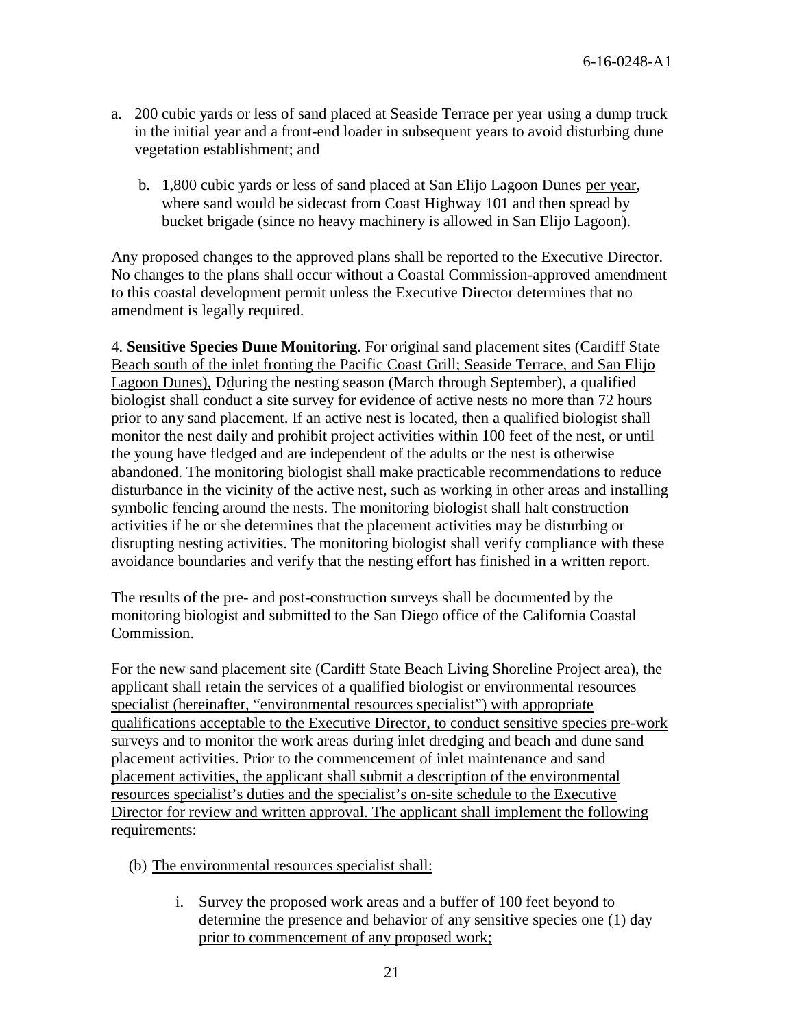a. 200 cubic yards or less of sand placed at Seaside Terrace <u>per year</u> using a dump truck in the initial year and a front-end loader in subsequent years to avoid disturbing dune vegetation establishment; and

b. 1,800 cubic yards or less of sand placed at San Elijo Lagoon Dunes <u>per year</u>, where sand would be sidecast from Coast Highway 101 and then spread by bucket brigade (since no heavy machinery is allowed in San Elijo Lagoon).

Any proposed changes to the approved plans shall be reported to the Executive Director. No changes to the plans shall occur without a Coastal Commission-approved amendment to this coastal development permit unless the Executive Director determines that no amendment is legally required.

4. **Sensitive Species Dune Monitoring.** <u>For original sand placement sites (Cardiff State Beach south of the inlet fronting the Pacific Coast Grill; Seaside Terrace, and San Elijo Lagoon Dunes),</u> ~~D~~<u>d</u>uring the nesting season (March through September), a qualified biologist shall conduct a site survey for evidence of active nests no more than 72 hours prior to any sand placement. If an active nest is located, then a qualified biologist shall monitor the nest daily and prohibit project activities within 100 feet of the nest, or until the young have fledged and are independent of the adults or the nest is otherwise abandoned. The monitoring biologist shall make practicable recommendations to reduce disturbance in the vicinity of the active nest, such as working in other areas and installing symbolic fencing around the nests. The monitoring biologist shall halt construction activities if he or she determines that the placement activities may be disturbing or disrupting nesting activities. The monitoring biologist shall verify compliance with these avoidance boundaries and verify that the nesting effort has finished in a written report.

The results of the pre- and post-construction surveys shall be documented by the monitoring biologist and submitted to the San Diego office of the California Coastal Commission.

<u>For the new sand placement site (Cardiff State Beach Living Shoreline Project area), the applicant shall retain the services of a qualified biologist or environmental resources specialist (hereinafter, "environmental resources specialist") with appropriate qualifications acceptable to the Executive Director, to conduct sensitive species pre-work surveys and to monitor the work areas during inlet dredging and beach and dune sand placement activities. Prior to the commencement of inlet maintenance and sand placement activities, the applicant shall submit a description of the environmental resources specialist's duties and the specialist's on-site schedule to the Executive Director for review and written approval. The applicant shall implement the following requirements:</u>

(b) <u>The environmental resources specialist shall:</u>

i. <u>Survey the proposed work areas and a buffer of 100 feet beyond to determine the presence and behavior of any sensitive species one (1) day prior to commencement of any proposed work;</u>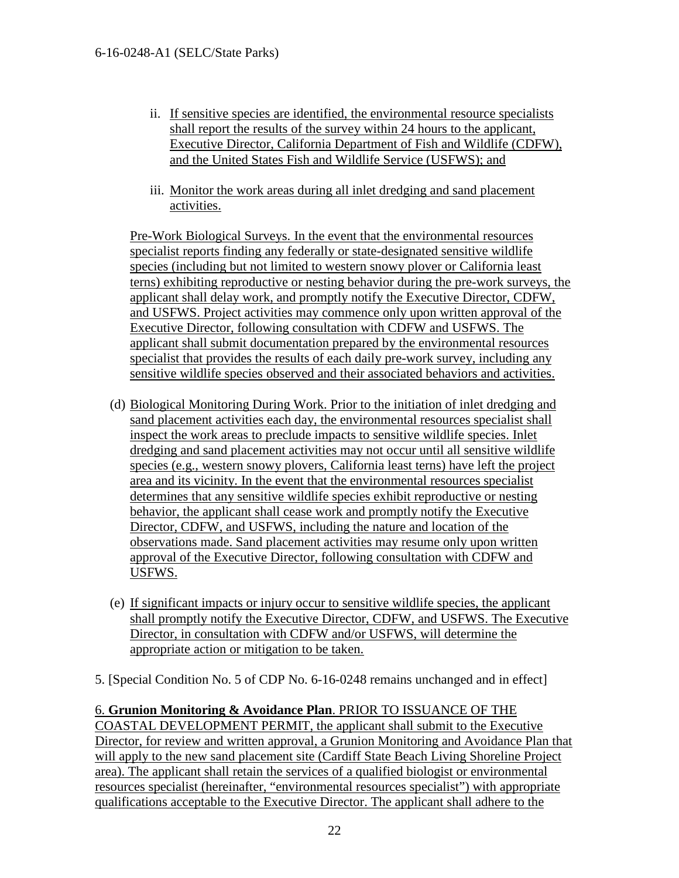ii. If sensitive species are identified, the environmental resource specialists shall report the results of the survey within 24 hours to the applicant, Executive Director, California Department of Fish and Wildlife (CDFW), and the United States Fish and Wildlife Service (USFWS); and

iii. Monitor the work areas during all inlet dredging and sand placement activities.

Pre-Work Biological Surveys. In the event that the environmental resources specialist reports finding any federally or state-designated sensitive wildlife species (including but not limited to western snowy plover or California least terns) exhibiting reproductive or nesting behavior during the pre-work surveys, the applicant shall delay work, and promptly notify the Executive Director, CDFW, and USFWS. Project activities may commence only upon written approval of the Executive Director, following consultation with CDFW and USFWS. The applicant shall submit documentation prepared by the environmental resources specialist that provides the results of each daily pre-work survey, including any sensitive wildlife species observed and their associated behaviors and activities.

(d) Biological Monitoring During Work. Prior to the initiation of inlet dredging and sand placement activities each day, the environmental resources specialist shall inspect the work areas to preclude impacts to sensitive wildlife species. Inlet dredging and sand placement activities may not occur until all sensitive wildlife species (e.g., western snowy plovers, California least terns) have left the project area and its vicinity. In the event that the environmental resources specialist determines that any sensitive wildlife species exhibit reproductive or nesting behavior, the applicant shall cease work and promptly notify the Executive Director, CDFW, and USFWS, including the nature and location of the observations made. Sand placement activities may resume only upon written approval of the Executive Director, following consultation with CDFW and USFWS.

(e) If significant impacts or injury occur to sensitive wildlife species, the applicant shall promptly notify the Executive Director, CDFW, and USFWS. The Executive Director, in consultation with CDFW and/or USFWS, will determine the appropriate action or mitigation to be taken.

5. [Special Condition No. 5 of CDP No. 6-16-0248 remains unchanged and in effect]

6. **Grunion Monitoring & Avoidance Plan**. PRIOR TO ISSUANCE OF THE COASTAL DEVELOPMENT PERMIT, the applicant shall submit to the Executive Director, for review and written approval, a Grunion Monitoring and Avoidance Plan that will apply to the new sand placement site (Cardiff State Beach Living Shoreline Project area). The applicant shall retain the services of a qualified biologist or environmental resources specialist (hereinafter, "environmental resources specialist") with appropriate qualifications acceptable to the Executive Director. The applicant shall adhere to the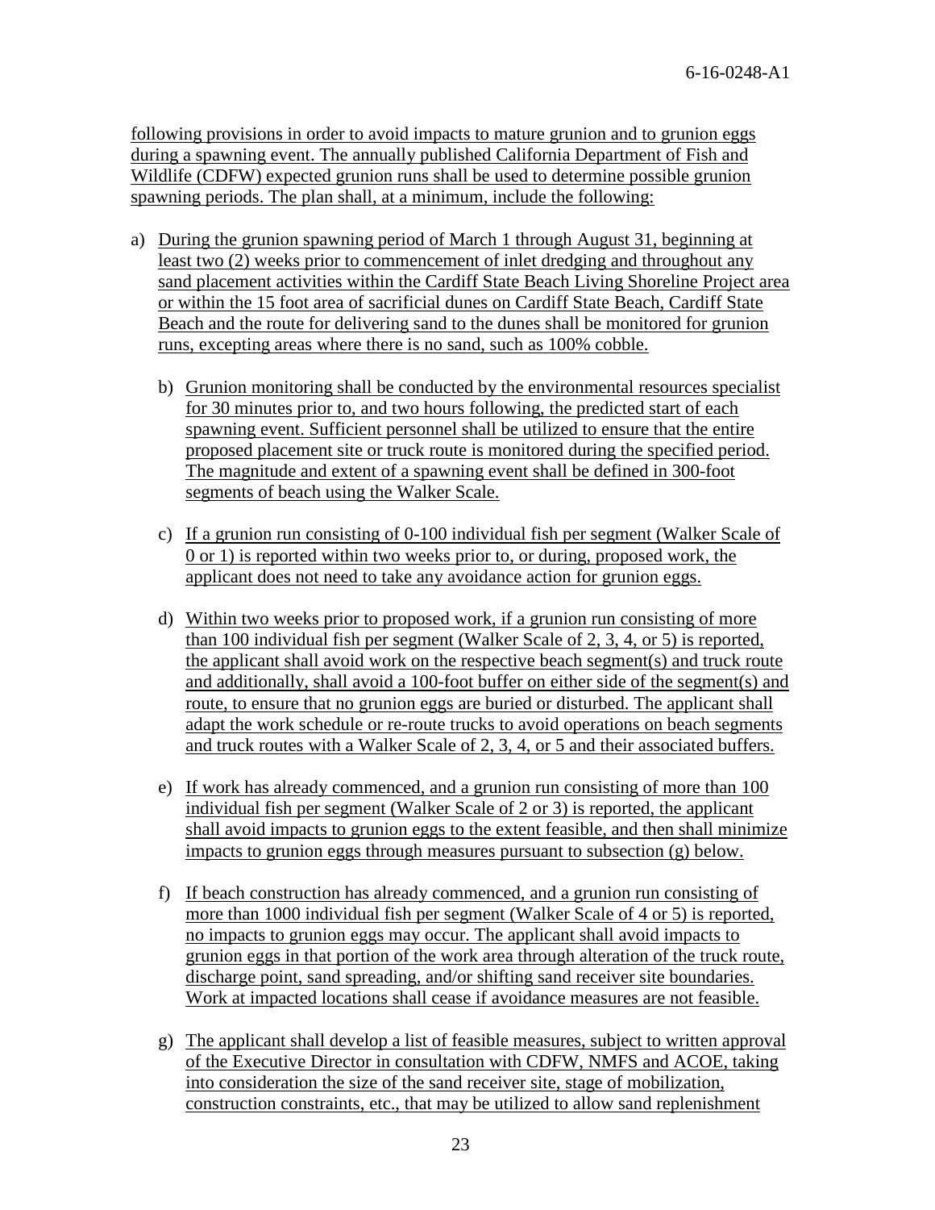following provisions in order to avoid impacts to mature grunion and to grunion eggs during a spawning event. The annually published California Department of Fish and Wildlife (CDFW) expected grunion runs shall be used to determine possible grunion spawning periods. The plan shall, at a minimum, include the following:

a) During the grunion spawning period of March 1 through August 31, beginning at least two (2) weeks prior to commencement of inlet dredging and throughout any sand placement activities within the Cardiff State Beach Living Shoreline Project area or within the 15 foot area of sacrificial dunes on Cardiff State Beach, Cardiff State Beach and the route for delivering sand to the dunes shall be monitored for grunion runs, excepting areas where there is no sand, such as 100% cobble.

b) Grunion monitoring shall be conducted by the environmental resources specialist for 30 minutes prior to, and two hours following, the predicted start of each spawning event. Sufficient personnel shall be utilized to ensure that the entire proposed placement site or truck route is monitored during the specified period. The magnitude and extent of a spawning event shall be defined in 300-foot segments of beach using the Walker Scale.

c) If a grunion run consisting of 0-100 individual fish per segment (Walker Scale of 0 or 1) is reported within two weeks prior to, or during, proposed work, the applicant does not need to take any avoidance action for grunion eggs.

d) Within two weeks prior to proposed work, if a grunion run consisting of more than 100 individual fish per segment (Walker Scale of 2, 3, 4, or 5) is reported, the applicant shall avoid work on the respective beach segment(s) and truck route and additionally, shall avoid a 100-foot buffer on either side of the segment(s) and route, to ensure that no grunion eggs are buried or disturbed. The applicant shall adapt the work schedule or re-route trucks to avoid operations on beach segments and truck routes with a Walker Scale of 2, 3, 4, or 5 and their associated buffers.

e) If work has already commenced, and a grunion run consisting of more than 100 individual fish per segment (Walker Scale of 2 or 3) is reported, the applicant shall avoid impacts to grunion eggs to the extent feasible, and then shall minimize impacts to grunion eggs through measures pursuant to subsection (g) below.

f) If beach construction has already commenced, and a grunion run consisting of more than 1000 individual fish per segment (Walker Scale of 4 or 5) is reported, no impacts to grunion eggs may occur. The applicant shall avoid impacts to grunion eggs in that portion of the work area through alteration of the truck route, discharge point, sand spreading, and/or shifting sand receiver site boundaries. Work at impacted locations shall cease if avoidance measures are not feasible.

g) The applicant shall develop a list of feasible measures, subject to written approval of the Executive Director in consultation with CDFW, NMFS and ACOE, taking into consideration the size of the sand receiver site, stage of mobilization, construction constraints, etc., that may be utilized to allow sand replenishment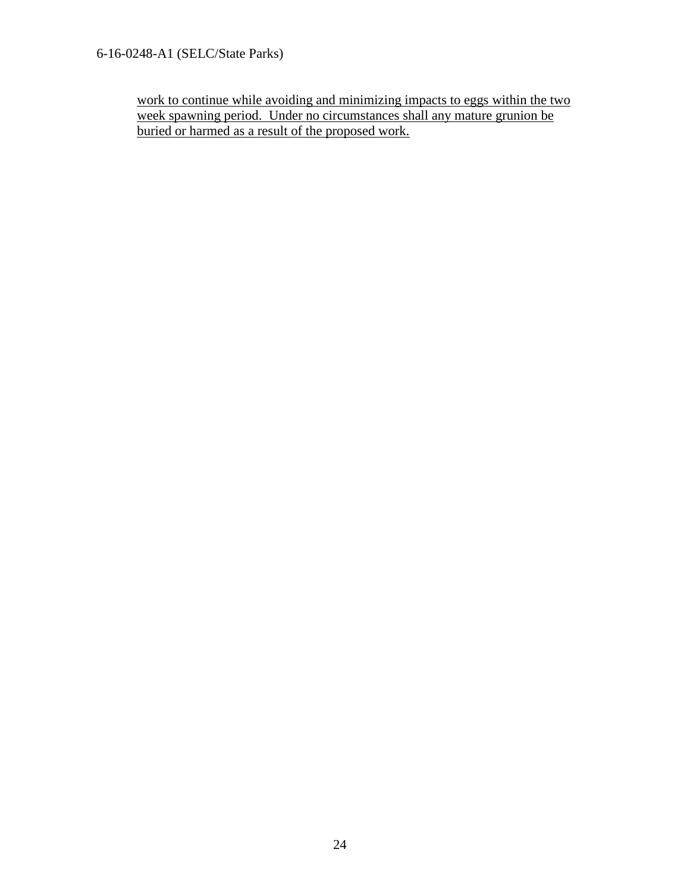work to continue while avoiding and minimizing impacts to eggs within the two week spawning period. Under no circumstances shall any mature grunion be buried or harmed as a result of the proposed work.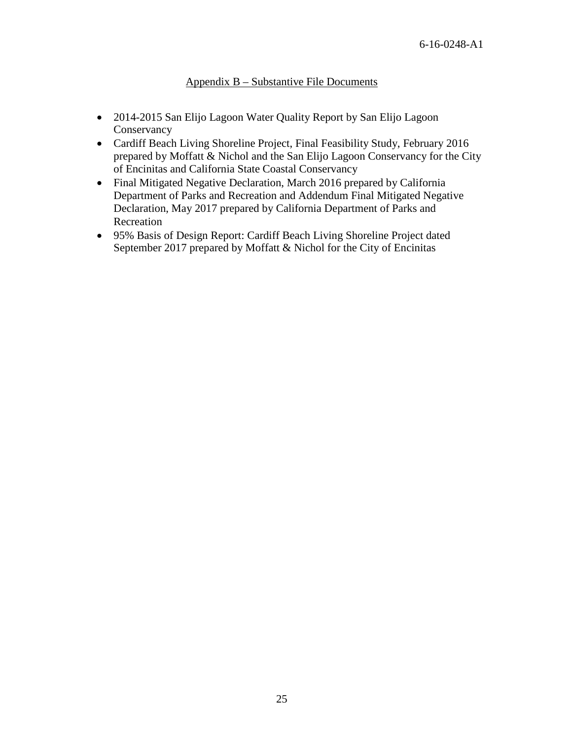## Appendix B – Substantive File Documents

- 2014-2015 San Elijo Lagoon Water Quality Report by San Elijo Lagoon Conservancy
- Cardiff Beach Living Shoreline Project, Final Feasibility Study, February 2016 prepared by Moffatt & Nichol and the San Elijo Lagoon Conservancy for the City of Encinitas and California State Coastal Conservancy
- Final Mitigated Negative Declaration, March 2016 prepared by California Department of Parks and Recreation and Addendum Final Mitigated Negative Declaration, May 2017 prepared by California Department of Parks and Recreation
- 95% Basis of Design Report: Cardiff Beach Living Shoreline Project dated September 2017 prepared by Moffatt & Nichol for the City of Encinitas